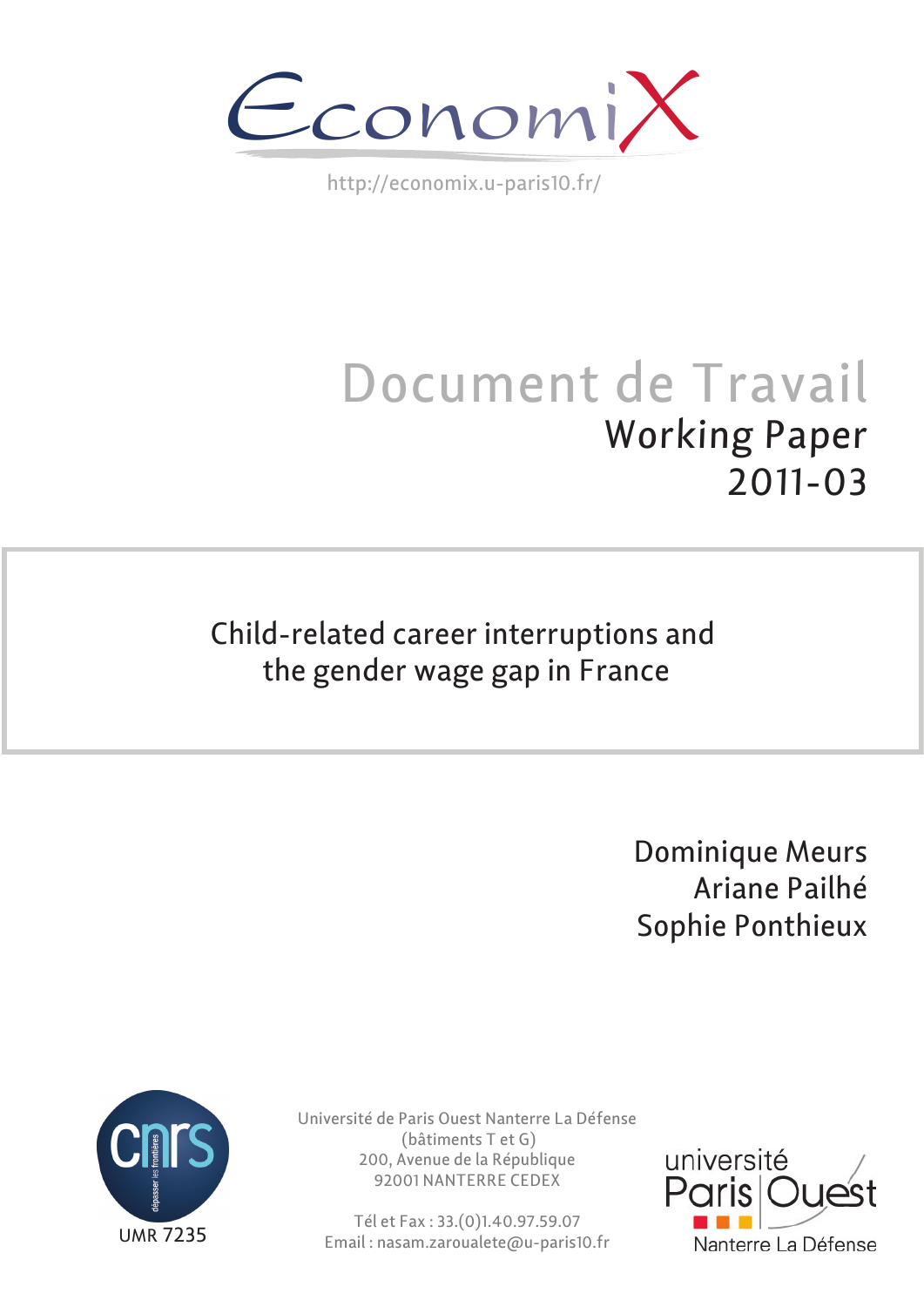EconomiX

http://economix.u-paris10.fr/

# Document de Travail
## Working Paper
## 2011-03

# Child-related career interruptions and the gender wage gap in France

Dominique Meurs
Ariane Pailhé
Sophie Ponthieux

UMR 7235

Université de Paris Ouest Nanterre La Défense
(bâtiments T et G)
200, Avenue de la République
92001 NANTERRE CEDEX

Tél et Fax : 33.(0)1.40.97.59.07
Email : nasam.zaroualete@u-paris10.fr

université Paris Ouest Nanterre La Défense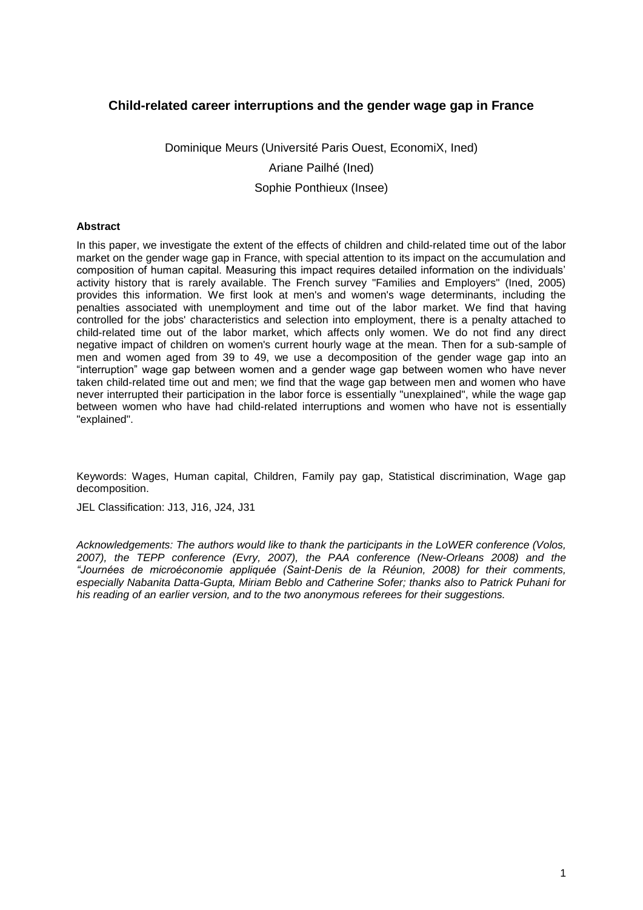## Child-related career interruptions and the gender wage gap in France

Dominique Meurs (Université Paris Ouest, EconomiX, Ined)

Ariane Pailhé (Ined)

Sophie Ponthieux (Insee)

**Abstract**

In this paper, we investigate the extent of the effects of children and child-related time out of the labor market on the gender wage gap in France, with special attention to its impact on the accumulation and composition of human capital. Measuring this impact requires detailed information on the individuals' activity history that is rarely available. The French survey "Families and Employers" (Ined, 2005) provides this information. We first look at men's and women's wage determinants, including the penalties associated with unemployment and time out of the labor market. We find that having controlled for the jobs' characteristics and selection into employment, there is a penalty attached to child-related time out of the labor market, which affects only women. We do not find any direct negative impact of children on women's current hourly wage at the mean. Then for a sub-sample of men and women aged from 39 to 49, we use a decomposition of the gender wage gap into an "interruption" wage gap between women and a gender wage gap between women who have never taken child-related time out and men; we find that the wage gap between men and women who have never interrupted their participation in the labor force is essentially "unexplained", while the wage gap between women who have had child-related interruptions and women who have not is essentially "explained".

Keywords: Wages, Human capital, Children, Family pay gap, Statistical discrimination, Wage gap decomposition.

JEL Classification: J13, J16, J24, J31

*Acknowledgements: The authors would like to thank the participants in the LoWER conference (Volos, 2007), the TEPP conference (Evry, 2007), the PAA conference (New-Orleans 2008) and the "Journées de microéconomie appliquée (Saint-Denis de la Réunion, 2008) for their comments, especially Nabanita Datta-Gupta, Miriam Beblo and Catherine Sofer; thanks also to Patrick Puhani for his reading of an earlier version, and to the two anonymous referees for their suggestions.*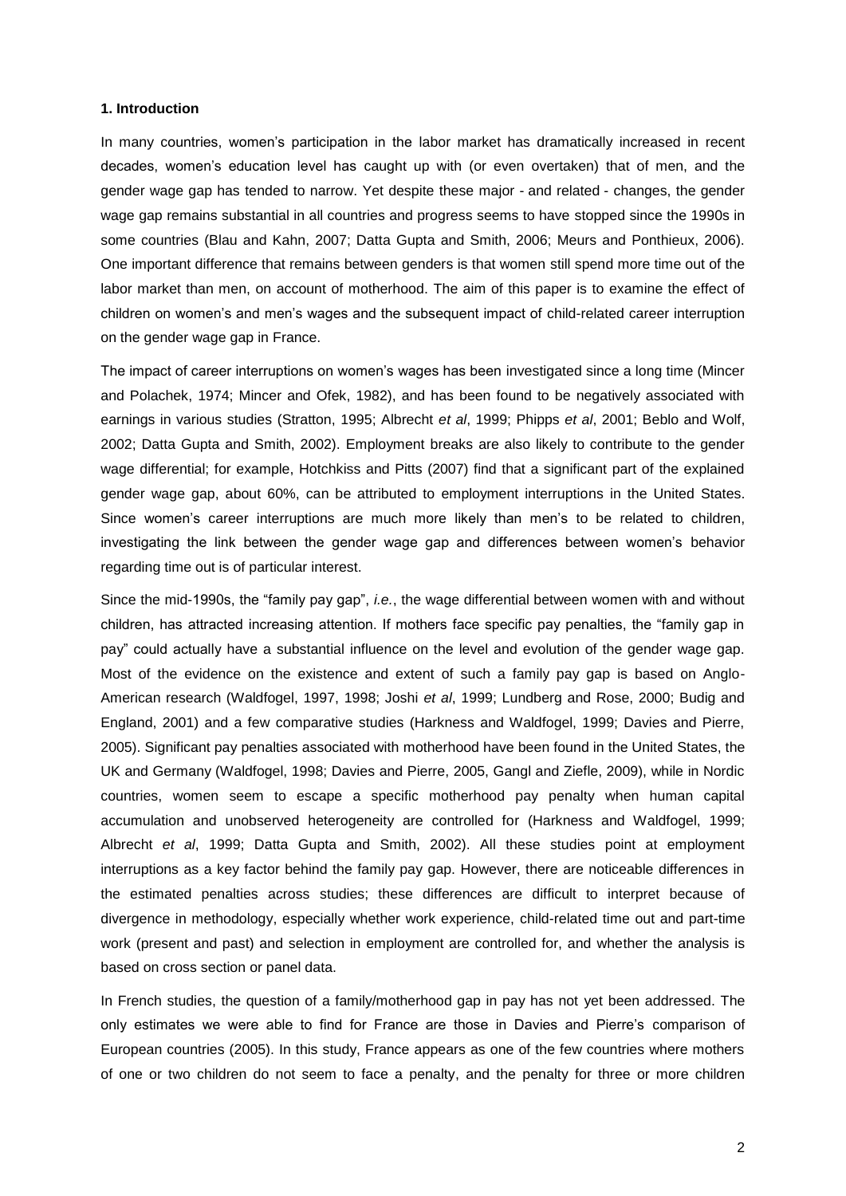### 1. Introduction

In many countries, women's participation in the labor market has dramatically increased in recent decades, women's education level has caught up with (or even overtaken) that of men, and the gender wage gap has tended to narrow. Yet despite these major - and related - changes, the gender wage gap remains substantial in all countries and progress seems to have stopped since the 1990s in some countries (Blau and Kahn, 2007; Datta Gupta and Smith, 2006; Meurs and Ponthieux, 2006). One important difference that remains between genders is that women still spend more time out of the labor market than men, on account of motherhood. The aim of this paper is to examine the effect of children on women's and men's wages and the subsequent impact of child-related career interruption on the gender wage gap in France.

The impact of career interruptions on women's wages has been investigated since a long time (Mincer and Polachek, 1974; Mincer and Ofek, 1982), and has been found to be negatively associated with earnings in various studies (Stratton, 1995; Albrecht *et al*, 1999; Phipps *et al*, 2001; Beblo and Wolf, 2002; Datta Gupta and Smith, 2002). Employment breaks are also likely to contribute to the gender wage differential; for example, Hotchkiss and Pitts (2007) find that a significant part of the explained gender wage gap, about 60%, can be attributed to employment interruptions in the United States. Since women's career interruptions are much more likely than men's to be related to children, investigating the link between the gender wage gap and differences between women's behavior regarding time out is of particular interest.

Since the mid-1990s, the "family pay gap", *i.e.*, the wage differential between women with and without children, has attracted increasing attention. If mothers face specific pay penalties, the "family gap in pay" could actually have a substantial influence on the level and evolution of the gender wage gap. Most of the evidence on the existence and extent of such a family pay gap is based on Anglo-American research (Waldfogel, 1997, 1998; Joshi *et al*, 1999; Lundberg and Rose, 2000; Budig and England, 2001) and a few comparative studies (Harkness and Waldfogel, 1999; Davies and Pierre, 2005). Significant pay penalties associated with motherhood have been found in the United States, the UK and Germany (Waldfogel, 1998; Davies and Pierre, 2005, Gangl and Ziefle, 2009), while in Nordic countries, women seem to escape a specific motherhood pay penalty when human capital accumulation and unobserved heterogeneity are controlled for (Harkness and Waldfogel, 1999; Albrecht *et al*, 1999; Datta Gupta and Smith, 2002). All these studies point at employment interruptions as a key factor behind the family pay gap. However, there are noticeable differences in the estimated penalties across studies; these differences are difficult to interpret because of divergence in methodology, especially whether work experience, child-related time out and part-time work (present and past) and selection in employment are controlled for, and whether the analysis is based on cross section or panel data.

In French studies, the question of a family/motherhood gap in pay has not yet been addressed. The only estimates we were able to find for France are those in Davies and Pierre's comparison of European countries (2005). In this study, France appears as one of the few countries where mothers of one or two children do not seem to face a penalty, and the penalty for three or more children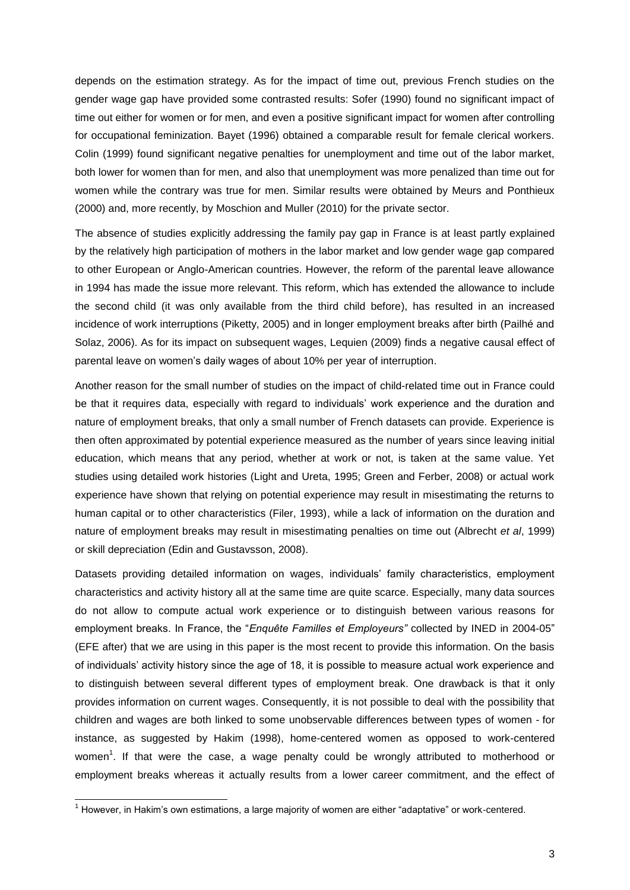depends on the estimation strategy. As for the impact of time out, previous French studies on the gender wage gap have provided some contrasted results: Sofer (1990) found no significant impact of time out either for women or for men, and even a positive significant impact for women after controlling for occupational feminization. Bayet (1996) obtained a comparable result for female clerical workers. Colin (1999) found significant negative penalties for unemployment and time out of the labor market, both lower for women than for men, and also that unemployment was more penalized than time out for women while the contrary was true for men. Similar results were obtained by Meurs and Ponthieux (2000) and, more recently, by Moschion and Muller (2010) for the private sector.

The absence of studies explicitly addressing the family pay gap in France is at least partly explained by the relatively high participation of mothers in the labor market and low gender wage gap compared to other European or Anglo-American countries. However, the reform of the parental leave allowance in 1994 has made the issue more relevant. This reform, which has extended the allowance to include the second child (it was only available from the third child before), has resulted in an increased incidence of work interruptions (Piketty, 2005) and in longer employment breaks after birth (Pailhé and Solaz, 2006). As for its impact on subsequent wages, Lequien (2009) finds a negative causal effect of parental leave on women's daily wages of about 10% per year of interruption.

Another reason for the small number of studies on the impact of child-related time out in France could be that it requires data, especially with regard to individuals' work experience and the duration and nature of employment breaks, that only a small number of French datasets can provide. Experience is then often approximated by potential experience measured as the number of years since leaving initial education, which means that any period, whether at work or not, is taken at the same value. Yet studies using detailed work histories (Light and Ureta, 1995; Green and Ferber, 2008) or actual work experience have shown that relying on potential experience may result in misestimating the returns to human capital or to other characteristics (Filer, 1993), while a lack of information on the duration and nature of employment breaks may result in misestimating penalties on time out (Albrecht *et al*, 1999) or skill depreciation (Edin and Gustavsson, 2008).

Datasets providing detailed information on wages, individuals' family characteristics, employment characteristics and activity history all at the same time are quite scarce. Especially, many data sources do not allow to compute actual work experience or to distinguish between various reasons for employment breaks. In France, the "*Enquête Familles et Employeurs"* collected by INED in 2004-05" (EFE after) that we are using in this paper is the most recent to provide this information. On the basis of individuals' activity history since the age of 18, it is possible to measure actual work experience and to distinguish between several different types of employment break. One drawback is that it only provides information on current wages. Consequently, it is not possible to deal with the possibility that children and wages are both linked to some unobservable differences between types of women - for instance, as suggested by Hakim (1998), home-centered women as opposed to work-centered women[1]. If that were the case, a wage penalty could be wrongly attributed to motherhood or employment breaks whereas it actually results from a lower career commitment, and the effect of

[1] However, in Hakim's own estimations, a large majority of women are either "adaptative" or work-centered.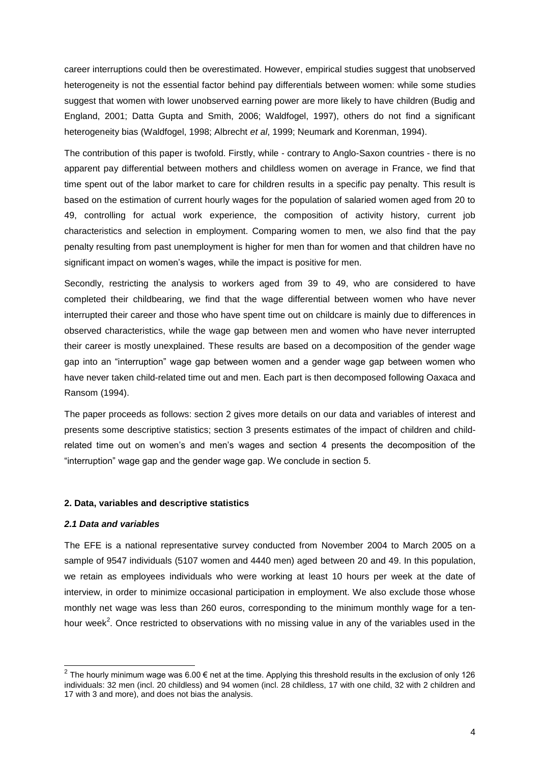career interruptions could then be overestimated. However, empirical studies suggest that unobserved heterogeneity is not the essential factor behind pay differentials between women: while some studies suggest that women with lower unobserved earning power are more likely to have children (Budig and England, 2001; Datta Gupta and Smith, 2006; Waldfogel, 1997), others do not find a significant heterogeneity bias (Waldfogel, 1998; Albrecht *et al*, 1999; Neumark and Korenman, 1994).

The contribution of this paper is twofold. Firstly, while - contrary to Anglo-Saxon countries - there is no apparent pay differential between mothers and childless women on average in France, we find that time spent out of the labor market to care for children results in a specific pay penalty. This result is based on the estimation of current hourly wages for the population of salaried women aged from 20 to 49, controlling for actual work experience, the composition of activity history, current job characteristics and selection in employment. Comparing women to men, we also find that the pay penalty resulting from past unemployment is higher for men than for women and that children have no significant impact on women's wages, while the impact is positive for men.

Secondly, restricting the analysis to workers aged from 39 to 49, who are considered to have completed their childbearing, we find that the wage differential between women who have never interrupted their career and those who have spent time out on childcare is mainly due to differences in observed characteristics, while the wage gap between men and women who have never interrupted their career is mostly unexplained. These results are based on a decomposition of the gender wage gap into an "interruption" wage gap between women and a gender wage gap between women who have never taken child-related time out and men. Each part is then decomposed following Oaxaca and Ransom (1994).

The paper proceeds as follows: section 2 gives more details on our data and variables of interest and presents some descriptive statistics; section 3 presents estimates of the impact of children and child-related time out on women's and men's wages and section 4 presents the decomposition of the "interruption" wage gap and the gender wage gap. We conclude in section 5.

## 2. Data, variables and descriptive statistics

### *2.1 Data and variables*

The EFE is a national representative survey conducted from November 2004 to March 2005 on a sample of 9547 individuals (5107 women and 4440 men) aged between 20 and 49. In this population, we retain as employees individuals who were working at least 10 hours per week at the date of interview, in order to minimize occasional participation in employment. We also exclude those whose monthly net wage was less than 260 euros, corresponding to the minimum monthly wage for a ten-hour week[2]. Once restricted to observations with no missing value in any of the variables used in the

[2] The hourly minimum wage was 6.00 € net at the time. Applying this threshold results in the exclusion of only 126 individuals: 32 men (incl. 20 childless) and 94 women (incl. 28 childless, 17 with one child, 32 with 2 children and 17 with 3 and more), and does not bias the analysis.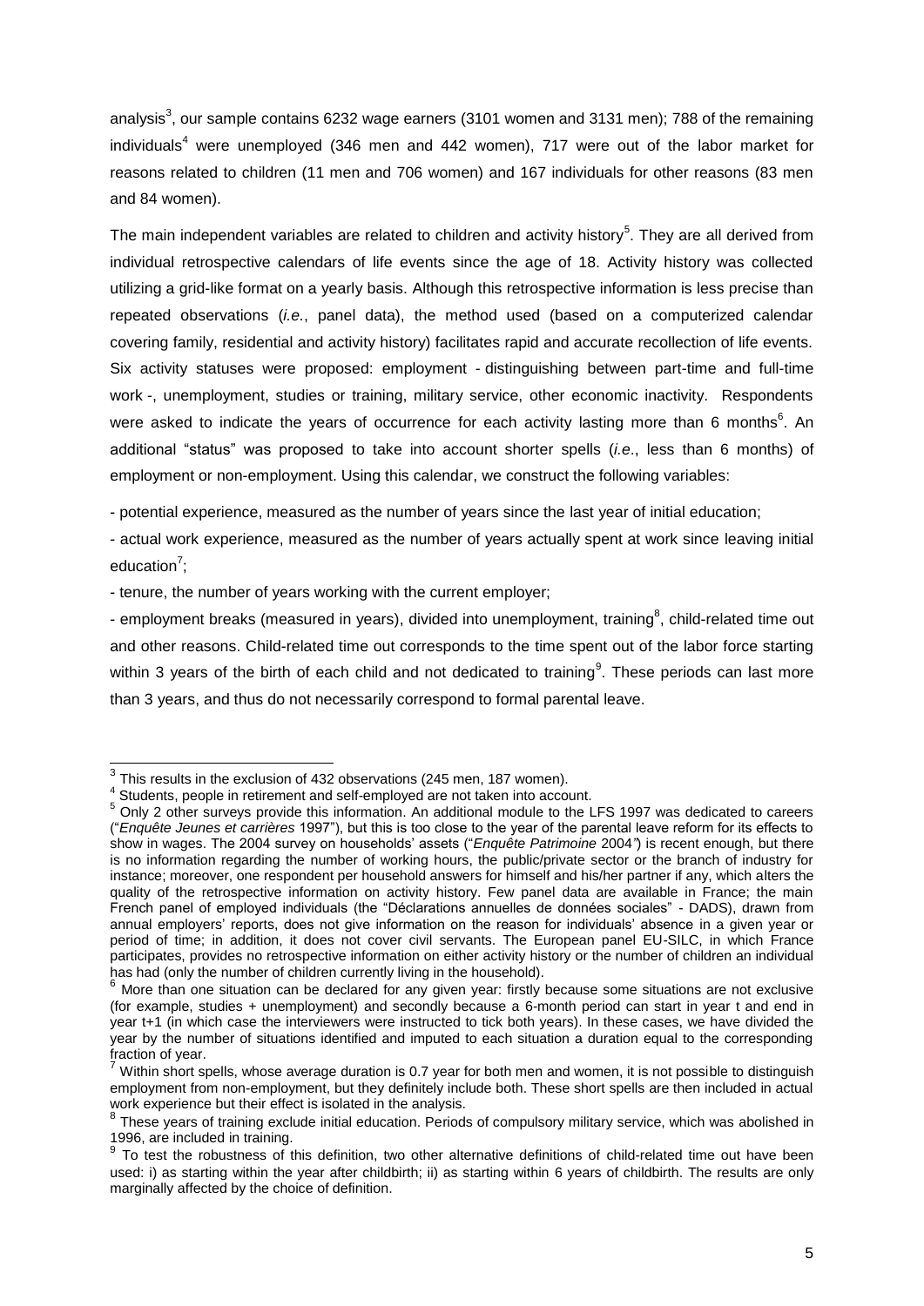analysis[3], our sample contains 6232 wage earners (3101 women and 3131 men); 788 of the remaining individuals[4] were unemployed (346 men and 442 women), 717 were out of the labor market for reasons related to children (11 men and 706 women) and 167 individuals for other reasons (83 men and 84 women).

The main independent variables are related to children and activity history[5]. They are all derived from individual retrospective calendars of life events since the age of 18. Activity history was collected utilizing a grid-like format on a yearly basis. Although this retrospective information is less precise than repeated observations (*i.e.*, panel data), the method used (based on a computerized calendar covering family, residential and activity history) facilitates rapid and accurate recollection of life events. Six activity statuses were proposed: employment - distinguishing between part-time and full-time work -, unemployment, studies or training, military service, other economic inactivity. Respondents were asked to indicate the years of occurrence for each activity lasting more than 6 months[6]. An additional "status" was proposed to take into account shorter spells (*i.e*., less than 6 months) of employment or non-employment. Using this calendar, we construct the following variables:

- potential experience, measured as the number of years since the last year of initial education;
- actual work experience, measured as the number of years actually spent at work since leaving initial education[7];
- tenure, the number of years working with the current employer;
- employment breaks (measured in years), divided into unemployment, training[8], child-related time out and other reasons. Child-related time out corresponds to the time spent out of the labor force starting within 3 years of the birth of each child and not dedicated to training[9]. These periods can last more than 3 years, and thus do not necessarily correspond to formal parental leave.

---

[3] This results in the exclusion of 432 observations (245 men, 187 women).

[4] Students, people in retirement and self-employed are not taken into account.

[5] Only 2 other surveys provide this information. An additional module to the LFS 1997 was dedicated to careers ("*Enquête Jeunes et carrières* 1997"), but this is too close to the year of the parental leave reform for its effects to show in wages. The 2004 survey on households' assets ("*Enquête Patrimoine* 2004") is recent enough, but there is no information regarding the number of working hours, the public/private sector or the branch of industry for instance; moreover, one respondent per household answers for himself and his/her partner if any, which alters the quality of the retrospective information on activity history. Few panel data are available in France; the main French panel of employed individuals (the "Déclarations annuelles de données sociales" - DADS), drawn from annual employers' reports, does not give information on the reason for individuals' absence in a given year or period of time; in addition, it does not cover civil servants. The European panel EU-SILC, in which France participates, provides no retrospective information on either activity history or the number of children an individual has had (only the number of children currently living in the household).

[6] More than one situation can be declared for any given year: firstly because some situations are not exclusive (for example, studies + unemployment) and secondly because a 6-month period can start in year t and end in year t+1 (in which case the interviewers were instructed to tick both years). In these cases, we have divided the year by the number of situations identified and imputed to each situation a duration equal to the corresponding fraction of year.

[7] Within short spells, whose average duration is 0.7 year for both men and women, it is not possible to distinguish employment from non-employment, but they definitely include both. These short spells are then included in actual work experience but their effect is isolated in the analysis.

[8] These years of training exclude initial education. Periods of compulsory military service, which was abolished in 1996, are included in training.

[9] To test the robustness of this definition, two other alternative definitions of child-related time out have been used: i) as starting within the year after childbirth; ii) as starting within 6 years of childbirth. The results are only marginally affected by the choice of definition.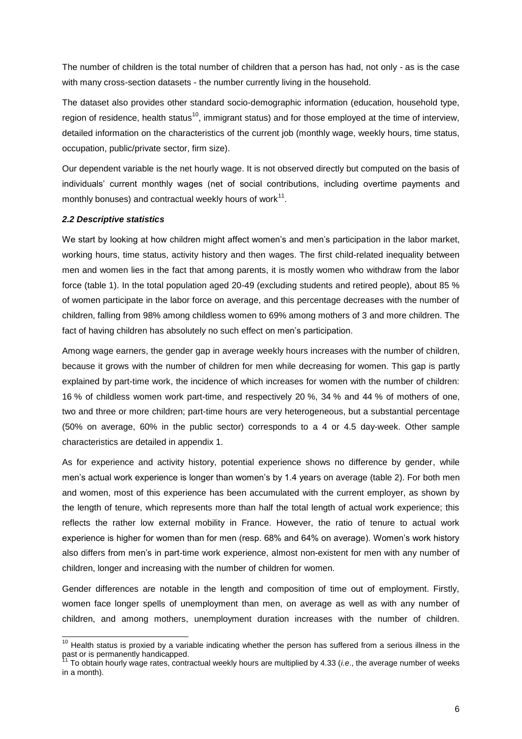The number of children is the total number of children that a person has had, not only - as is the case with many cross-section datasets - the number currently living in the household.

The dataset also provides other standard socio-demographic information (education, household type, region of residence, health status[10], immigrant status) and for those employed at the time of interview, detailed information on the characteristics of the current job (monthly wage, weekly hours, time status, occupation, public/private sector, firm size).

Our dependent variable is the net hourly wage. It is not observed directly but computed on the basis of individuals' current monthly wages (net of social contributions, including overtime payments and monthly bonuses) and contractual weekly hours of work[11].

### *2.2 Descriptive statistics*

We start by looking at how children might affect women's and men's participation in the labor market, working hours, time status, activity history and then wages. The first child-related inequality between men and women lies in the fact that among parents, it is mostly women who withdraw from the labor force (table 1). In the total population aged 20-49 (excluding students and retired people), about 85 % of women participate in the labor force on average, and this percentage decreases with the number of children, falling from 98% among childless women to 69% among mothers of 3 and more children. The fact of having children has absolutely no such effect on men's participation.

Among wage earners, the gender gap in average weekly hours increases with the number of children, because it grows with the number of children for men while decreasing for women. This gap is partly explained by part-time work, the incidence of which increases for women with the number of children: 16 % of childless women work part-time, and respectively 20 %, 34 % and 44 % of mothers of one, two and three or more children; part-time hours are very heterogeneous, but a substantial percentage (50% on average, 60% in the public sector) corresponds to a 4 or 4.5 day-week. Other sample characteristics are detailed in appendix 1.

As for experience and activity history, potential experience shows no difference by gender, while men's actual work experience is longer than women's by 1.4 years on average (table 2). For both men and women, most of this experience has been accumulated with the current employer, as shown by the length of tenure, which represents more than half the total length of actual work experience; this reflects the rather low external mobility in France. However, the ratio of tenure to actual work experience is higher for women than for men (resp. 68% and 64% on average). Women's work history also differs from men's in part-time work experience, almost non-existent for men with any number of children, longer and increasing with the number of children for women.

Gender differences are notable in the length and composition of time out of employment. Firstly, women face longer spells of unemployment than men, on average as well as with any number of children, and among mothers, unemployment duration increases with the number of children.

---

[10] Health status is proxied by a variable indicating whether the person has suffered from a serious illness in the past or is permanently handicapped.

[11] To obtain hourly wage rates, contractual weekly hours are multiplied by 4.33 (*i.e*., the average number of weeks in a month).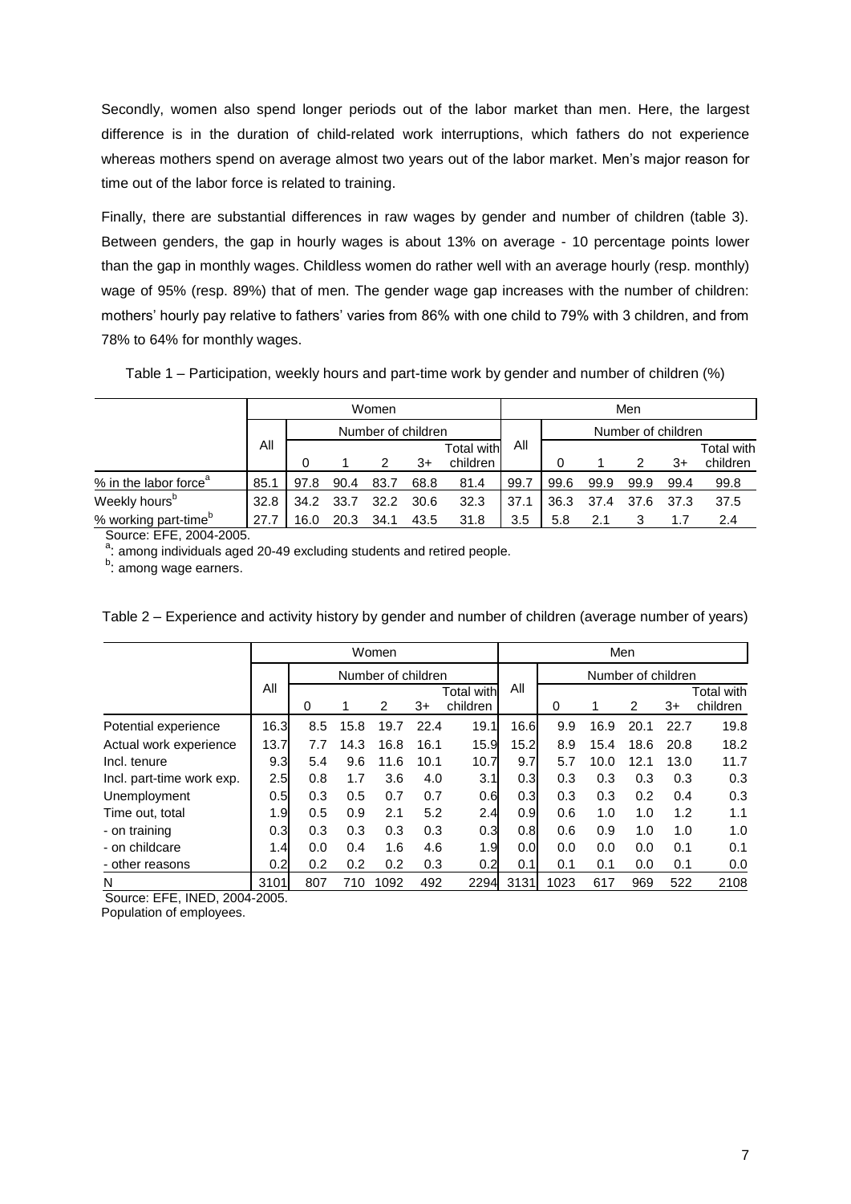Secondly, women also spend longer periods out of the labor market than men. Here, the largest difference is in the duration of child-related work interruptions, which fathers do not experience whereas mothers spend on average almost two years out of the labor market. Men's major reason for time out of the labor force is related to training.

Finally, there are substantial differences in raw wages by gender and number of children (table 3). Between genders, the gap in hourly wages is about 13% on average - 10 percentage points lower than the gap in monthly wages. Childless women do rather well with an average hourly (resp. monthly) wage of 95% (resp. 89%) that of men. The gender wage gap increases with the number of children: mothers' hourly pay relative to fathers' varies from 86% with one child to 79% with 3 children, and from 78% to 64% for monthly wages.

Table 1 – Participation, weekly hours and part-time work by gender and number of children (%)

| | Women | | | | | | Men | | | | | |
|---|---|---|---|---|---|---|---|---|---|---|---|---|
| | All | Number of children | | | | | All | Number of children | | | | |
| | | 0 | 1 | 2 | 3+ | Total with children | | 0 | 1 | 2 | 3+ | Total with children |
| % in the labor force[a] | 85.1 | 97.8 | 90.4 | 83.7 | 68.8 | 81.4 | 99.7 | 99.6 | 99.9 | 99.9 | 99.4 | 99.8 |
| Weekly hours[b] | 32.8 | 34.2 | 33.7 | 32.2 | 30.6 | 32.3 | 37.1 | 36.3 | 37.4 | 37.6 | 37.3 | 37.5 |
| % working part-time[b] | 27.7 | 16.0 | 20.3 | 34.1 | 43.5 | 31.8 | 3.5 | 5.8 | 2.1 | 3 | 1.7 | 2.4 |

Source: EFE, 2004-2005.
[a]: among individuals aged 20-49 excluding students and retired people.
[b]: among wage earners.

Table 2 – Experience and activity history by gender and number of children (average number of years)

| | Women | | | | | | Men | | | | | |
|---|---|---|---|---|---|---|---|---|---|---|---|---|
| | All | Number of children | | | | | All | Number of children | | | | |
| | | 0 | 1 | 2 | 3+ | Total with children | | 0 | 1 | 2 | 3+ | Total with children |
| Potential experience | 16.3 | 8.5 | 15.8 | 19.7 | 22.4 | 19.1 | 16.6 | 9.9 | 16.9 | 20.1 | 22.7 | 19.8 |
| Actual work experience | 13.7 | 7.7 | 14.3 | 16.8 | 16.1 | 15.9 | 15.2 | 8.9 | 15.4 | 18.6 | 20.8 | 18.2 |
| Incl. tenure | 9.3 | 5.4 | 9.6 | 11.6 | 10.1 | 10.7 | 9.7 | 5.7 | 10.0 | 12.1 | 13.0 | 11.7 |
| Incl. part-time work exp. | 2.5 | 0.8 | 1.7 | 3.6 | 4.0 | 3.1 | 0.3 | 0.3 | 0.3 | 0.3 | 0.3 | 0.3 |
| Unemployment | 0.5 | 0.3 | 0.5 | 0.7 | 0.7 | 0.6 | 0.3 | 0.3 | 0.3 | 0.2 | 0.4 | 0.3 |
| Time out, total | 1.9 | 0.5 | 0.9 | 2.1 | 5.2 | 2.4 | 0.9 | 0.6 | 1.0 | 1.0 | 1.2 | 1.1 |
| - on training | 0.3 | 0.3 | 0.3 | 0.3 | 0.3 | 0.3 | 0.8 | 0.6 | 0.9 | 1.0 | 1.0 | 1.0 |
| - on childcare | 1.4 | 0.0 | 0.4 | 1.6 | 4.6 | 1.9 | 0.0 | 0.0 | 0.0 | 0.0 | 0.1 | 0.1 |
| - other reasons | 0.2 | 0.2 | 0.2 | 0.2 | 0.3 | 0.2 | 0.1 | 0.1 | 0.1 | 0.0 | 0.1 | 0.0 |
| N | 3101 | 807 | 710 | 1092 | 492 | 2294 | 3131 | 1023 | 617 | 969 | 522 | 2108 |

Source: EFE, INED, 2004-2005.
Population of employees.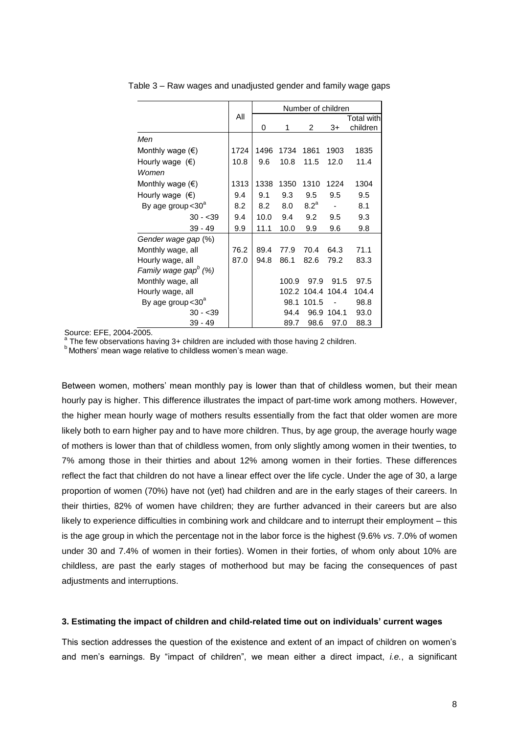Table 3 – Raw wages and unadjusted gender and family wage gaps

| | All | Number of children | | | | |
|---|---|---|---|---|---|---|
| | | 0 | 1 | 2 | 3+ | Total with children |
| *Men* | | | | | | |
| Monthly wage (€) | 1724 | 1496 | 1734 | 1861 | 1903 | 1835 |
| Hourly wage (€) | 10.8 | 9.6 | 10.8 | 11.5 | 12.0 | 11.4 |
| *Women* | | | | | | |
| Monthly wage (€) | 1313 | 1338 | 1350 | 1310 | 1224 | 1304 |
| Hourly wage (€) | 9.4 | 9.1 | 9.3 | 9.5 | 9.5 | 9.5 |
| By age group <30[a] | 8.2 | 8.2 | 8.0 | 8.2[a] | - | 8.1 |
| 30 - <39 | 9.4 | 10.0 | 9.4 | 9.2 | 9.5 | 9.3 |
| 39 - 49 | 9.9 | 11.1 | 10.0 | 9.9 | 9.6 | 9.8 |
| *Gender wage gap* (%) | | | | | | |
| Monthly wage, all | 76.2 | 89.4 | 77.9 | 70.4 | 64.3 | 71.1 |
| Hourly wage, all | 87.0 | 94.8 | 86.1 | 82.6 | 79.2 | 83.3 |
| *Family wage gap[b] (%)* | | | | | | |
| Monthly wage, all | | | 100.9 | 97.9 | 91.5 | 97.5 |
| Hourly wage, all | | | 102.2 | 104.4 | 104.4 | 104.4 |
| By age group <30[a] | | | 98.1 | 101.5 | - | 98.8 |
| 30 - <39 | | | 94.4 | 96.9 | 104.1 | 93.0 |
| 39 - 49 | | | 89.7 | 98.6 | 97.0 | 88.3 |

Source: EFE, 2004-2005.
[a] The few observations having 3+ children are included with those having 2 children.
[b] Mothers' mean wage relative to childless women's mean wage.

Between women, mothers' mean monthly pay is lower than that of childless women, but their mean hourly pay is higher. This difference illustrates the impact of part-time work among mothers. However, the higher mean hourly wage of mothers results essentially from the fact that older women are more likely both to earn higher pay and to have more children. Thus, by age group, the average hourly wage of mothers is lower than that of childless women, from only slightly among women in their twenties, to 7% among those in their thirties and about 12% among women in their forties. These differences reflect the fact that children do not have a linear effect over the life cycle. Under the age of 30, a large proportion of women (70%) have not (yet) had children and are in the early stages of their careers. In their thirties, 82% of women have children; they are further advanced in their careers but are also likely to experience difficulties in combining work and childcare and to interrupt their employment – this is the age group in which the percentage not in the labor force is the highest (9.6% *vs*. 7.0% of women under 30 and 7.4% of women in their forties). Women in their forties, of whom only about 10% are childless, are past the early stages of motherhood but may be facing the consequences of past adjustments and interruptions.

### 3. Estimating the impact of children and child-related time out on individuals' current wages

This section addresses the question of the existence and extent of an impact of children on women's and men's earnings. By "impact of children", we mean either a direct impact, *i.e.*, a significant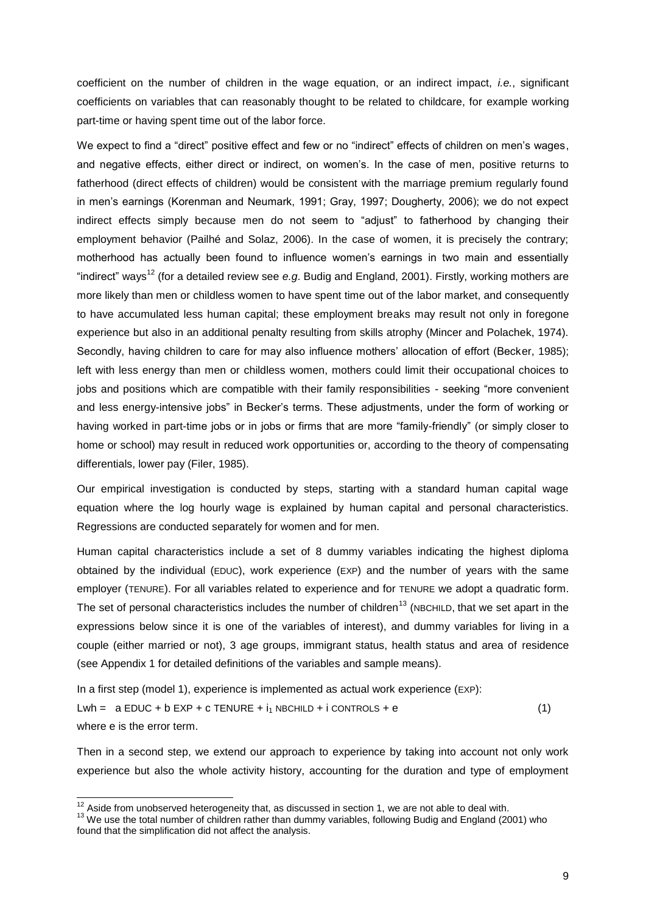coefficient on the number of children in the wage equation, or an indirect impact, *i.e.*, significant coefficients on variables that can reasonably thought to be related to childcare, for example working part-time or having spent time out of the labor force.

We expect to find a "direct" positive effect and few or no "indirect" effects of children on men's wages, and negative effects, either direct or indirect, on women's. In the case of men, positive returns to fatherhood (direct effects of children) would be consistent with the marriage premium regularly found in men's earnings (Korenman and Neumark, 1991; Gray, 1997; Dougherty, 2006); we do not expect indirect effects simply because men do not seem to "adjust" to fatherhood by changing their employment behavior (Pailhé and Solaz, 2006). In the case of women, it is precisely the contrary; motherhood has actually been found to influence women's earnings in two main and essentially "indirect" ways[12] (for a detailed review see *e.g*. Budig and England, 2001). Firstly, working mothers are more likely than men or childless women to have spent time out of the labor market, and consequently to have accumulated less human capital; these employment breaks may result not only in foregone experience but also in an additional penalty resulting from skills atrophy (Mincer and Polachek, 1974). Secondly, having children to care for may also influence mothers' allocation of effort (Becker, 1985); left with less energy than men or childless women, mothers could limit their occupational choices to jobs and positions which are compatible with their family responsibilities - seeking "more convenient and less energy-intensive jobs" in Becker's terms. These adjustments, under the form of working or having worked in part-time jobs or in jobs or firms that are more "family-friendly" (or simply closer to home or school) may result in reduced work opportunities or, according to the theory of compensating differentials, lower pay (Filer, 1985).

Our empirical investigation is conducted by steps, starting with a standard human capital wage equation where the log hourly wage is explained by human capital and personal characteristics. Regressions are conducted separately for women and for men.

Human capital characteristics include a set of 8 dummy variables indicating the highest diploma obtained by the individual (EDUC), work experience (EXP) and the number of years with the same employer (TENURE). For all variables related to experience and for TENURE we adopt a quadratic form. The set of personal characteristics includes the number of children[13] (NBCHILD, that we set apart in the expressions below since it is one of the variables of interest), and dummy variables for living in a couple (either married or not), 3 age groups, immigrant status, health status and area of residence (see Appendix 1 for detailed definitions of the variables and sample means).

In a first step (model 1), experience is implemented as actual work experience (EXP):

$$\text{Lwh} = a\ \text{EDUC} + b\ \text{EXP} + c\ \text{TENURE} + i_1\ \text{NBCHILD} + i\ \text{CONTROLS} + e \qquad (1)$$

where e is the error term.

Then in a second step, we extend our approach to experience by taking into account not only work experience but also the whole activity history, accounting for the duration and type of employment

---

[12] Aside from unobserved heterogeneity that, as discussed in section 1, we are not able to deal with.

[13] We use the total number of children rather than dummy variables, following Budig and England (2001) who found that the simplification did not affect the analysis.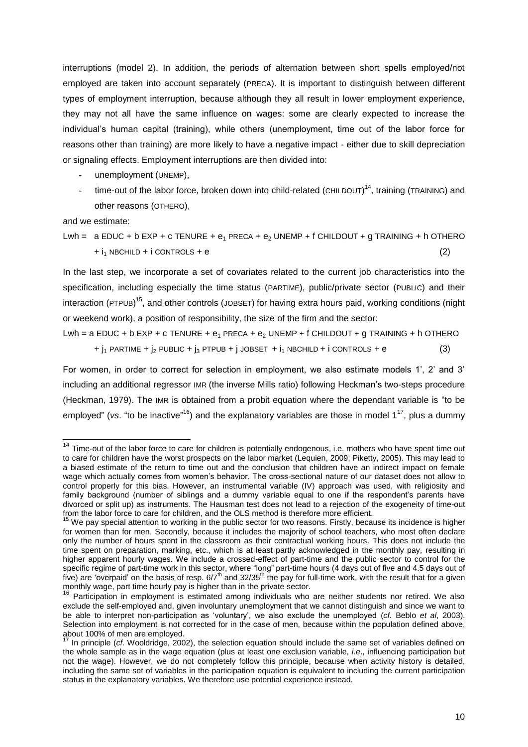interruptions (model 2). In addition, the periods of alternation between short spells employed/not employed are taken into account separately (PRECA). It is important to distinguish between different types of employment interruption, because although they all result in lower employment experience, they may not all have the same influence on wages: some are clearly expected to increase the individual's human capital (training), while others (unemployment, time out of the labor force for reasons other than training) are more likely to have a negative impact - either due to skill depreciation or signaling effects. Employment interruptions are then divided into:

- unemployment (UNEMP),
- time-out of the labor force, broken down into child-related (CHILDOUT)[14], training (TRAINING) and other reasons (OTHERO),

and we estimate:

$$\text{Lwh} = a\,\text{EDUC} + b\,\text{EXP} + c\,\text{TENURE} + e_1\,\text{PRECA} + e_2\,\text{UNEMP} + f\,\text{CHILDOUT} + g\,\text{TRAINING} + h\,\text{OTHERO} + i_1\,\text{NBCHILD} + i\,\text{CONTROLS} + e \quad (2)$$

In the last step, we incorporate a set of covariates related to the current job characteristics into the specification, including especially the time status (PARTIME), public/private sector (PUBLIC) and their interaction (PTPUB)[15], and other controls (JOBSET) for having extra hours paid, working conditions (night or weekend work), a position of responsibility, the size of the firm and the sector:

$$\text{Lwh} = a\,\text{EDUC} + b\,\text{EXP} + c\,\text{TENURE} + e_1\,\text{PRECA} + e_2\,\text{UNEMP} + f\,\text{CHILDOUT} + g\,\text{TRAINING} + h\,\text{OTHERO} + j_1\,\text{PARTIME} + j_2\,\text{PUBLIC} + j_3\,\text{PTPUB} + j\,\text{JOBSET} + i_1\,\text{NBCHILD} + i\,\text{CONTROLS} + e \quad (3)$$

For women, in order to correct for selection in employment, we also estimate models 1', 2' and 3' including an additional regressor IMR (the inverse Mills ratio) following Heckman's two-steps procedure (Heckman, 1979). The IMR is obtained from a probit equation where the dependant variable is "to be employed" (*vs*. "to be inactive"[16]) and the explanatory variables are those in model 1[17], plus a dummy

---

[14] Time-out of the labor force to care for children is potentially endogenous, i.e. mothers who have spent time out to care for children have the worst prospects on the labor market (Lequien, 2009; Piketty, 2005). This may lead to a biased estimate of the return to time out and the conclusion that children have an indirect impact on female wage which actually comes from women's behavior. The cross-sectional nature of our dataset does not allow to control properly for this bias. However, an instrumental variable (IV) approach was used, with religiosity and family background (number of siblings and a dummy variable equal to one if the respondent's parents have divorced or split up) as instruments. The Hausman test does not lead to a rejection of the exogeneity of time-out from the labor force to care for children, and the OLS method is therefore more efficient.

[15] We pay special attention to working in the public sector for two reasons. Firstly, because its incidence is higher for women than for men. Secondly, because it includes the majority of school teachers, who most often declare only the number of hours spent in the classroom as their contractual working hours. This does not include the time spent on preparation, marking, etc., which is at least partly acknowledged in the monthly pay, resulting in higher apparent hourly wages. We include a crossed-effect of part-time and the public sector to control for the specific regime of part-time work in this sector, where "long" part-time hours (4 days out of five and 4.5 days out of five) are 'overpaid' on the basis of resp. 6/7[th] and 32/35[th] the pay for full-time work, with the result that for a given monthly wage, part time hourly pay is higher than in the private sector.

[16] Participation in employment is estimated among individuals who are neither students nor retired. We also exclude the self-employed and, given involuntary unemployment that we cannot distinguish and since we want to be able to interpret non-participation as 'voluntary', we also exclude the unemployed (*cf.* Beblo *et al*, 2003). Selection into employment is not corrected for in the case of men, because within the population defined above, about 100% of men are employed.

[17] In principle (*cf*. Wooldridge, 2002), the selection equation should include the same set of variables defined on the whole sample as in the wage equation (plus at least one exclusion variable, *i.e*., influencing participation but not the wage). However, we do not completely follow this principle, because when activity history is detailed, including the same set of variables in the participation equation is equivalent to including the current participation status in the explanatory variables. We therefore use potential experience instead.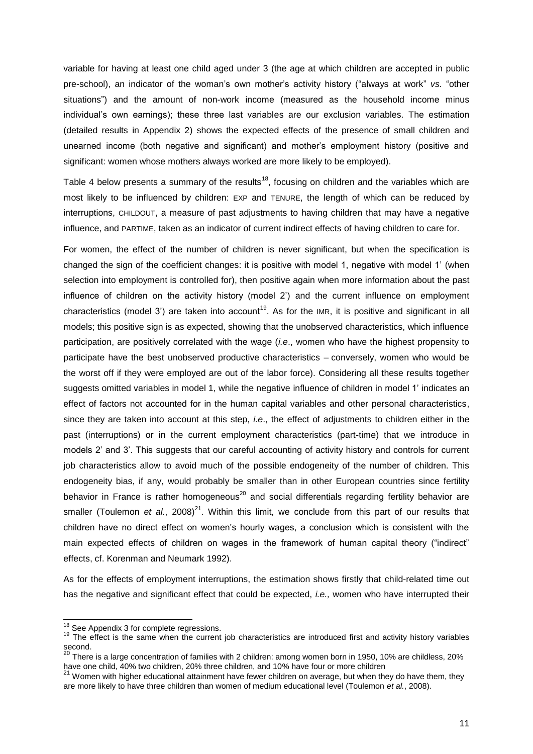variable for having at least one child aged under 3 (the age at which children are accepted in public pre-school), an indicator of the woman's own mother's activity history ("always at work" *vs.* "other situations") and the amount of non-work income (measured as the household income minus individual's own earnings); these three last variables are our exclusion variables. The estimation (detailed results in Appendix 2) shows the expected effects of the presence of small children and unearned income (both negative and significant) and mother's employment history (positive and significant: women whose mothers always worked are more likely to be employed).

Table 4 below presents a summary of the results[18], focusing on children and the variables which are most likely to be influenced by children: EXP and TENURE, the length of which can be reduced by interruptions, CHILDOUT, a measure of past adjustments to having children that may have a negative influence, and PARTIME, taken as an indicator of current indirect effects of having children to care for.

For women, the effect of the number of children is never significant, but when the specification is changed the sign of the coefficient changes: it is positive with model 1, negative with model 1' (when selection into employment is controlled for), then positive again when more information about the past influence of children on the activity history (model 2') and the current influence on employment characteristics (model 3') are taken into account[19]. As for the IMR, it is positive and significant in all models; this positive sign is as expected, showing that the unobserved characteristics, which influence participation, are positively correlated with the wage (*i.e*., women who have the highest propensity to participate have the best unobserved productive characteristics – conversely, women who would be the worst off if they were employed are out of the labor force). Considering all these results together suggests omitted variables in model 1, while the negative influence of children in model 1' indicates an effect of factors not accounted for in the human capital variables and other personal characteristics, since they are taken into account at this step, *i.e*., the effect of adjustments to children either in the past (interruptions) or in the current employment characteristics (part-time) that we introduce in models 2' and 3'. This suggests that our careful accounting of activity history and controls for current job characteristics allow to avoid much of the possible endogeneity of the number of children. This endogeneity bias, if any, would probably be smaller than in other European countries since fertility behavior in France is rather homogeneous[20] and social differentials regarding fertility behavior are smaller (Toulemon *et al.*, 2008)[21]. Within this limit, we conclude from this part of our results that children have no direct effect on women's hourly wages, a conclusion which is consistent with the main expected effects of children on wages in the framework of human capital theory ("indirect" effects, cf. Korenman and Neumark 1992).

As for the effects of employment interruptions, the estimation shows firstly that child-related time out has the negative and significant effect that could be expected, *i.e.,* women who have interrupted their

---

[18] See Appendix 3 for complete regressions.

[19] The effect is the same when the current job characteristics are introduced first and activity history variables second.

[20] There is a large concentration of families with 2 children: among women born in 1950, 10% are childless, 20% have one child, 40% two children, 20% three children, and 10% have four or more children

[21] Women with higher educational attainment have fewer children on average, but when they do have them, they are more likely to have three children than women of medium educational level (Toulemon *et al.*, 2008).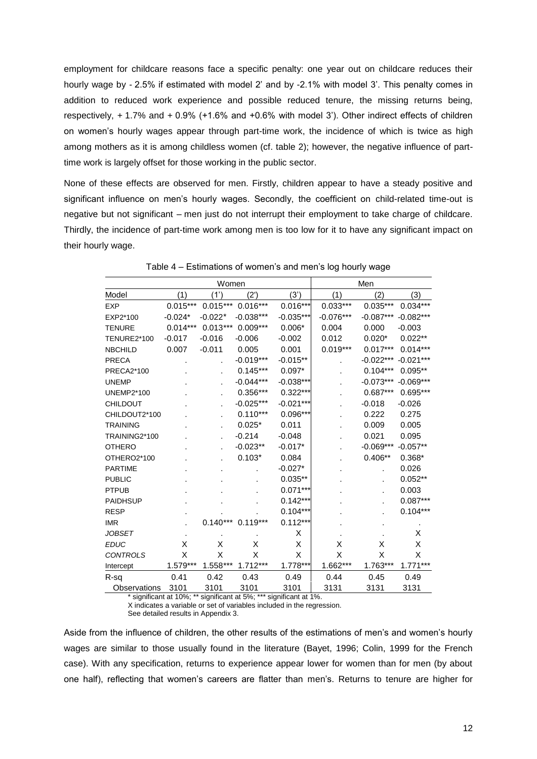employment for childcare reasons face a specific penalty: one year out on childcare reduces their hourly wage by - 2.5% if estimated with model 2' and by -2.1% with model 3'. This penalty comes in addition to reduced work experience and possible reduced tenure, the missing returns being, respectively, + 1.7% and + 0.9% (+1.6% and +0.6% with model 3'). Other indirect effects of children on women's hourly wages appear through part-time work, the incidence of which is twice as high among mothers as it is among childless women (cf. table 2); however, the negative influence of part-time work is largely offset for those working in the public sector.

None of these effects are observed for men. Firstly, children appear to have a steady positive and significant influence on men's hourly wages. Secondly, the coefficient on child-related time-out is negative but not significant – men just do not interrupt their employment to take charge of childcare. Thirdly, the incidence of part-time work among men is too low for it to have any significant impact on their hourly wage.

Table 4 – Estimations of women's and men's log hourly wage

| | Women | | | | Men | | |
|---|---|---|---|---|---|---|---|
| Model | (1) | (1') | (2') | (3') | (1) | (2) | (3) |
| EXP | 0.015*** | 0.015*** | 0.016*** | 0.016*** | 0.033*** | 0.035*** | 0.034*** |
| EXP2*100 | -0.024* | -0.022* | -0.038*** | -0.035*** | -0.076*** | -0.087*** | -0.082*** |
| TENURE | 0.014*** | 0.013*** | 0.009*** | 0.006* | 0.004 | 0.000 | -0.003 |
| TENURE2*100 | -0.017 | -0.016 | -0.006 | -0.002 | 0.012 | 0.020* | 0.022** |
| NBCHILD | 0.007 | -0.011 | 0.005 | 0.001 | 0.019*** | 0.017*** | 0.014*** |
| PRECA | . | . | -0.019*** | -0.015** | . | -0.022*** | -0.021*** |
| PRECA2*100 | . | . | 0.145*** | 0.097* | . | 0.104*** | 0.095** |
| UNEMP | . | . | -0.044*** | -0.038*** | . | -0.073*** | -0.069*** |
| UNEMP2*100 | . | . | 0.356*** | 0.322*** | . | 0.687*** | 0.695*** |
| CHILDOUT | . | . | -0.025*** | -0.021*** | . | -0.018 | -0.026 |
| CHILDOUT2*100 | . | . | 0.110*** | 0.096*** | . | 0.222 | 0.275 |
| TRAINING | . | . | 0.025* | 0.011 | . | 0.009 | 0.005 |
| TRAINING2*100 | . | . | -0.214 | -0.048 | . | 0.021 | 0.095 |
| OTHERO | . | . | -0.023** | -0.017* | . | -0.069*** | -0.057** |
| OTHERO2*100 | . | . | 0.103* | 0.084 | . | 0.406** | 0.368* |
| PARTIME | . | . | . | -0.027* | . | . | 0.026 |
| PUBLIC | . | . | . | 0.035** | . | . | 0.052** |
| PTPUB | . | . | . | 0.071*** | . | . | 0.003 |
| PAIDHSUP | . | . | . | 0.142*** | . | . | 0.087*** |
| RESP | . | . | . | 0.104*** | . | . | 0.104*** |
| IMR | . | 0.140*** | 0.119*** | 0.112*** | . | . | . |
| *JOBSET* | . | . | . | X | . | . | X |
| *EDUC* | X | X | X | X | X | X | X |
| *CONTROLS* | X | X | X | X | X | X | X |
| Intercept | 1.579*** | 1.558*** | 1.712*** | 1.778*** | 1.662*** | 1.763*** | 1.771*** |
| R-sq | 0.41 | 0.42 | 0.43 | 0.49 | 0.44 | 0.45 | 0.49 |
| Observations | 3101 | 3101 | 3101 | 3101 | 3131 | 3131 | 3131 |

\* significant at 10%; ** significant at 5%; *** significant at 1%.
X indicates a variable or set of variables included in the regression.
See detailed results in Appendix 3.

Aside from the influence of children, the other results of the estimations of men's and women's hourly wages are similar to those usually found in the literature (Bayet, 1996; Colin, 1999 for the French case). With any specification, returns to experience appear lower for women than for men (by about one half), reflecting that women's careers are flatter than men's. Returns to tenure are higher for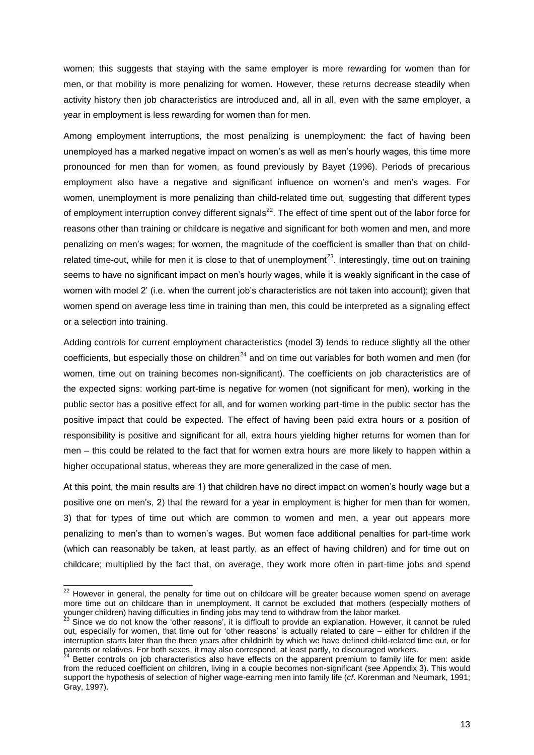women; this suggests that staying with the same employer is more rewarding for women than for men, or that mobility is more penalizing for women. However, these returns decrease steadily when activity history then job characteristics are introduced and, all in all, even with the same employer, a year in employment is less rewarding for women than for men.

Among employment interruptions, the most penalizing is unemployment: the fact of having been unemployed has a marked negative impact on women's as well as men's hourly wages, this time more pronounced for men than for women, as found previously by Bayet (1996). Periods of precarious employment also have a negative and significant influence on women's and men's wages. For women, unemployment is more penalizing than child-related time out, suggesting that different types of employment interruption convey different signals[22]. The effect of time spent out of the labor force for reasons other than training or childcare is negative and significant for both women and men, and more penalizing on men's wages; for women, the magnitude of the coefficient is smaller than that on child-related time-out, while for men it is close to that of unemployment[23]. Interestingly, time out on training seems to have no significant impact on men's hourly wages, while it is weakly significant in the case of women with model 2' (i.e. when the current job's characteristics are not taken into account); given that women spend on average less time in training than men, this could be interpreted as a signaling effect or a selection into training.

Adding controls for current employment characteristics (model 3) tends to reduce slightly all the other coefficients, but especially those on children[24] and on time out variables for both women and men (for women, time out on training becomes non-significant). The coefficients on job characteristics are of the expected signs: working part-time is negative for women (not significant for men), working in the public sector has a positive effect for all, and for women working part-time in the public sector has the positive impact that could be expected. The effect of having been paid extra hours or a position of responsibility is positive and significant for all, extra hours yielding higher returns for women than for men – this could be related to the fact that for women extra hours are more likely to happen within a higher occupational status, whereas they are more generalized in the case of men.

At this point, the main results are 1) that children have no direct impact on women's hourly wage but a positive one on men's, 2) that the reward for a year in employment is higher for men than for women, 3) that for types of time out which are common to women and men, a year out appears more penalizing to men's than to women's wages. But women face additional penalties for part-time work (which can reasonably be taken, at least partly, as an effect of having children) and for time out on childcare; multiplied by the fact that, on average, they work more often in part-time jobs and spend

---

[22] However in general, the penalty for time out on childcare will be greater because women spend on average more time out on childcare than in unemployment. It cannot be excluded that mothers (especially mothers of younger children) having difficulties in finding jobs may tend to withdraw from the labor market.

[23] Since we do not know the 'other reasons', it is difficult to provide an explanation. However, it cannot be ruled out, especially for women, that time out for 'other reasons' is actually related to care – either for children if the interruption starts later than the three years after childbirth by which we have defined child-related time out, or for parents or relatives. For both sexes, it may also correspond, at least partly, to discouraged workers.

[24] Better controls on job characteristics also have effects on the apparent premium to family life for men: aside from the reduced coefficient on children, living in a couple becomes non-significant (see Appendix 3). This would support the hypothesis of selection of higher wage-earning men into family life (*cf*. Korenman and Neumark, 1991; Gray, 1997).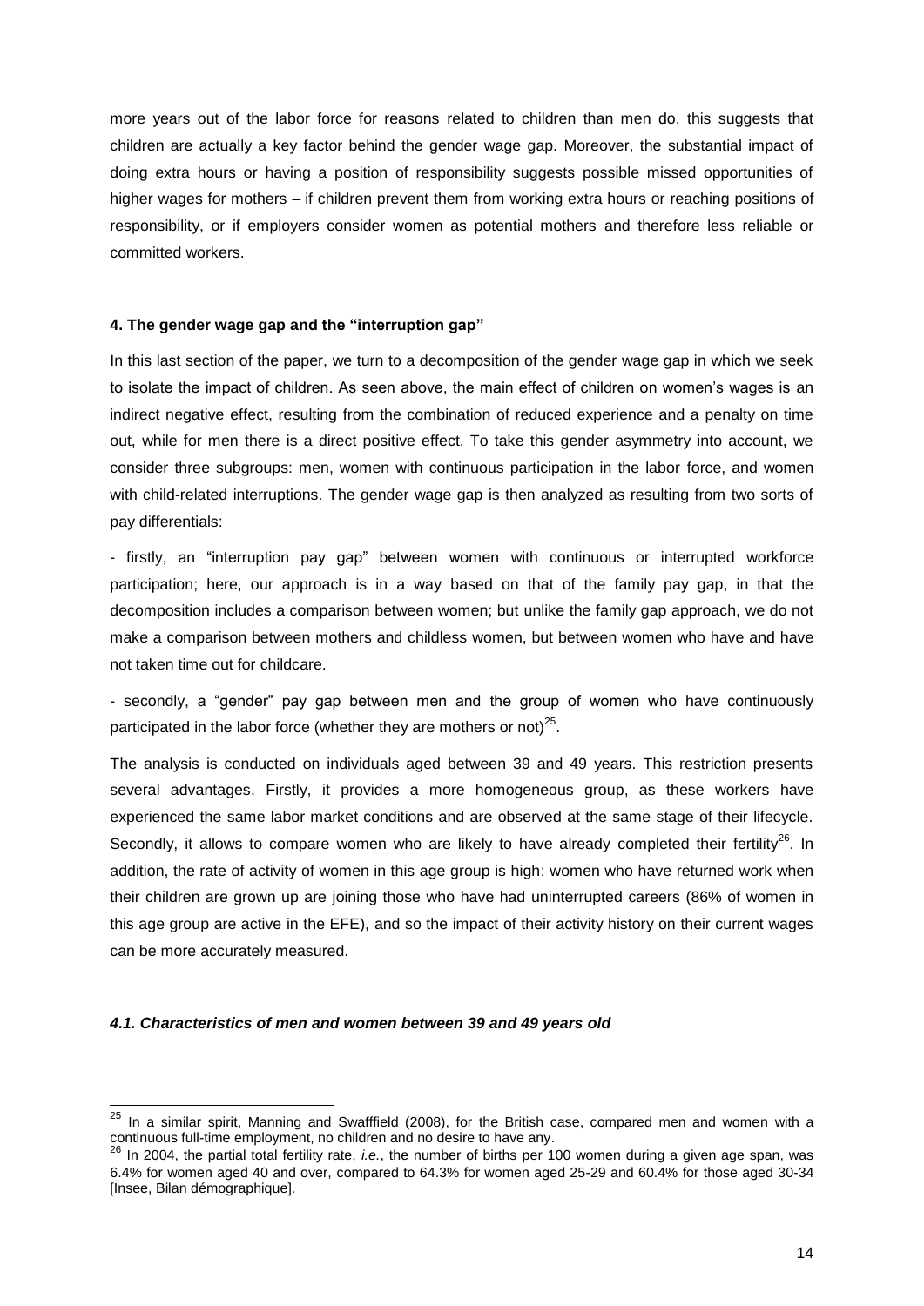more years out of the labor force for reasons related to children than men do, this suggests that children are actually a key factor behind the gender wage gap. Moreover, the substantial impact of doing extra hours or having a position of responsibility suggests possible missed opportunities of higher wages for mothers – if children prevent them from working extra hours or reaching positions of responsibility, or if employers consider women as potential mothers and therefore less reliable or committed workers.

#### 4. The gender wage gap and the "interruption gap"

In this last section of the paper, we turn to a decomposition of the gender wage gap in which we seek to isolate the impact of children. As seen above, the main effect of children on women's wages is an indirect negative effect, resulting from the combination of reduced experience and a penalty on time out, while for men there is a direct positive effect. To take this gender asymmetry into account, we consider three subgroups: men, women with continuous participation in the labor force, and women with child-related interruptions. The gender wage gap is then analyzed as resulting from two sorts of pay differentials:

- firstly, an "interruption pay gap" between women with continuous or interrupted workforce participation; here, our approach is in a way based on that of the family pay gap, in that the decomposition includes a comparison between women; but unlike the family gap approach, we do not make a comparison between mothers and childless women, but between women who have and have not taken time out for childcare.

- secondly, a "gender" pay gap between men and the group of women who have continuously participated in the labor force (whether they are mothers or not)[25].

The analysis is conducted on individuals aged between 39 and 49 years. This restriction presents several advantages. Firstly, it provides a more homogeneous group, as these workers have experienced the same labor market conditions and are observed at the same stage of their lifecycle. Secondly, it allows to compare women who are likely to have already completed their fertility[26]. In addition, the rate of activity of women in this age group is high: women who have returned work when their children are grown up are joining those who have had uninterrupted careers (86% of women in this age group are active in the EFE), and so the impact of their activity history on their current wages can be more accurately measured.

#### *4.1. Characteristics of men and women between 39 and 49 years old*

---

[25] In a similar spirit, Manning and Swafffield (2008), for the British case, compared men and women with a continuous full-time employment, no children and no desire to have any.

[26] In 2004, the partial total fertility rate, *i.e.*, the number of births per 100 women during a given age span, was 6.4% for women aged 40 and over, compared to 64.3% for women aged 25-29 and 60.4% for those aged 30-34 [Insee, Bilan démographique].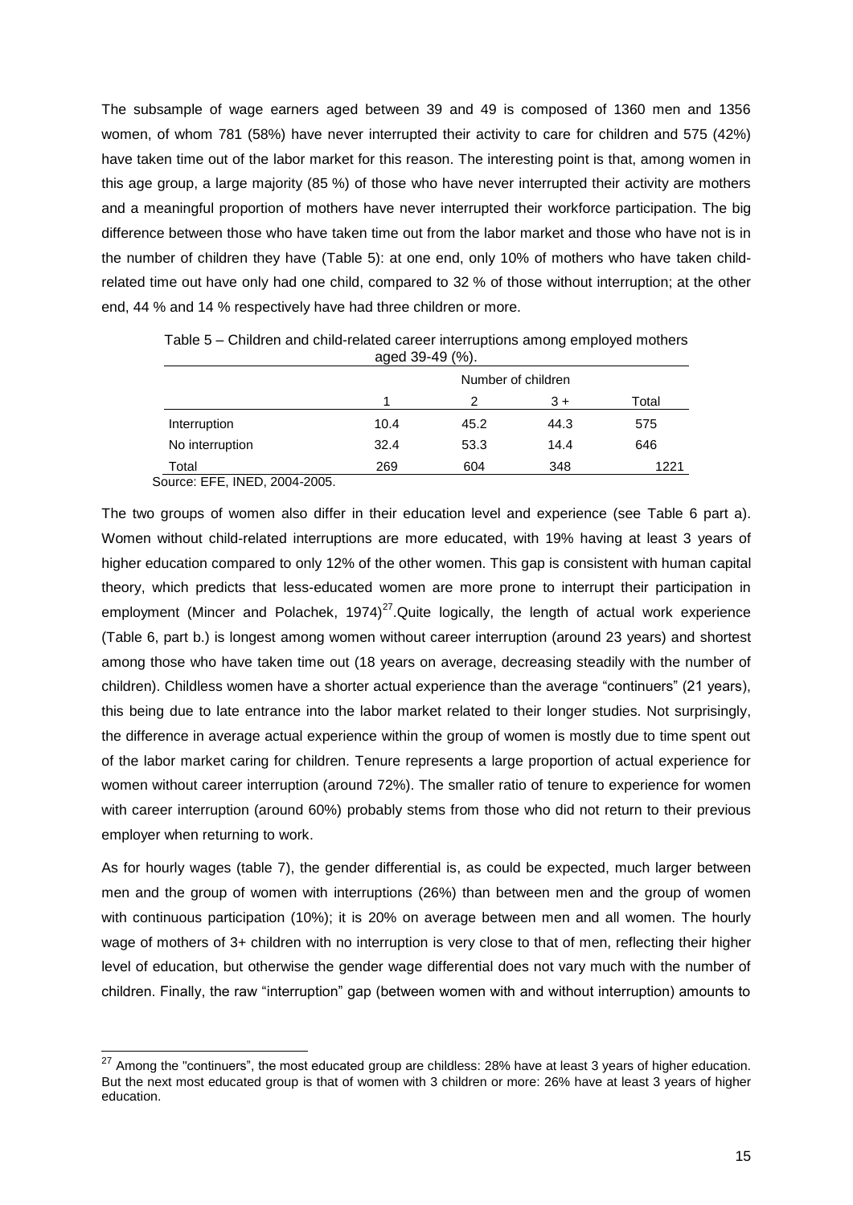The subsample of wage earners aged between 39 and 49 is composed of 1360 men and 1356 women, of whom 781 (58%) have never interrupted their activity to care for children and 575 (42%) have taken time out of the labor market for this reason. The interesting point is that, among women in this age group, a large majority (85 %) of those who have never interrupted their activity are mothers and a meaningful proportion of mothers have never interrupted their workforce participation. The big difference between those who have taken time out from the labor market and those who have not is in the number of children they have (Table 5): at one end, only 10% of mothers who have taken child-related time out have only had one child, compared to 32 % of those without interruption; at the other end, 44 % and 14 % respectively have had three children or more.

Table 5 – Children and child-related career interruptions among employed mothers aged 39-49 (%).

| | Number of children | | | |
|---|---|---|---|---|
| | 1 | 2 | 3 + | Total |
| Interruption | 10.4 | 45.2 | 44.3 | 575 |
| No interruption | 32.4 | 53.3 | 14.4 | 646 |
| Total | 269 | 604 | 348 | 1221 |

Source: EFE, INED, 2004-2005.

The two groups of women also differ in their education level and experience (see Table 6 part a). Women without child-related interruptions are more educated, with 19% having at least 3 years of higher education compared to only 12% of the other women. This gap is consistent with human capital theory, which predicts that less-educated women are more prone to interrupt their participation in employment (Mincer and Polachek, 1974)[27].Quite logically, the length of actual work experience (Table 6, part b.) is longest among women without career interruption (around 23 years) and shortest among those who have taken time out (18 years on average, decreasing steadily with the number of children). Childless women have a shorter actual experience than the average "continuers" (21 years), this being due to late entrance into the labor market related to their longer studies. Not surprisingly, the difference in average actual experience within the group of women is mostly due to time spent out of the labor market caring for children. Tenure represents a large proportion of actual experience for women without career interruption (around 72%). The smaller ratio of tenure to experience for women with career interruption (around 60%) probably stems from those who did not return to their previous employer when returning to work.

As for hourly wages (table 7), the gender differential is, as could be expected, much larger between men and the group of women with interruptions (26%) than between men and the group of women with continuous participation (10%); it is 20% on average between men and all women. The hourly wage of mothers of 3+ children with no interruption is very close to that of men, reflecting their higher level of education, but otherwise the gender wage differential does not vary much with the number of children. Finally, the raw "interruption" gap (between women with and without interruption) amounts to

[27] Among the "continuers", the most educated group are childless: 28% have at least 3 years of higher education. But the next most educated group is that of women with 3 children or more: 26% have at least 3 years of higher education.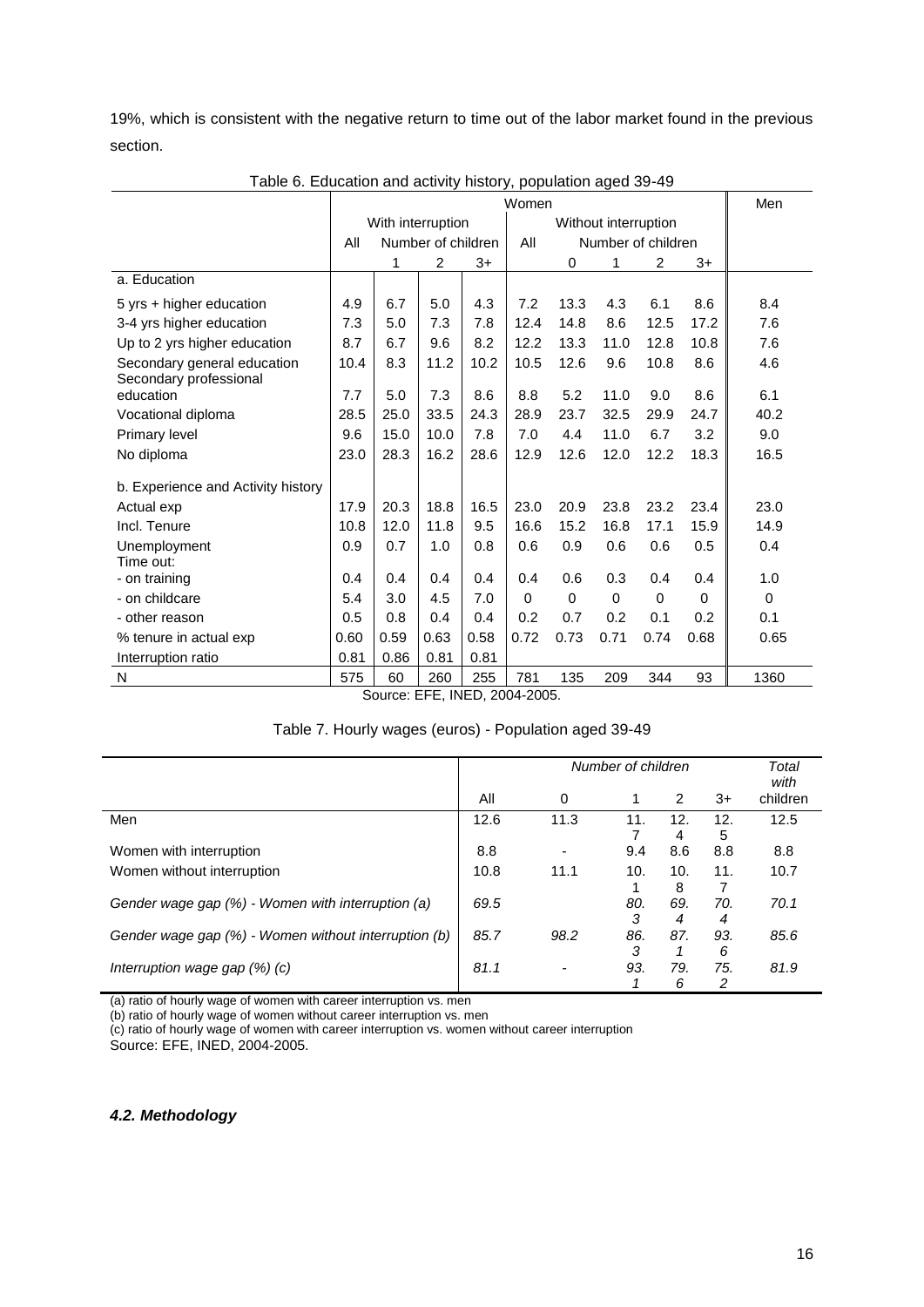19%, which is consistent with the negative return to time out of the labor market found in the previous section.

Table 6. Education and activity history, population aged 39-49

| | Women | | | | | | | | | Men |
|---|---|---|---|---|---|---|---|---|---|---|
| | With interruption | | | | Without interruption | | | | | |
| | All | Number of children | | | All | Number of children | | | | |
| | | 1 | 2 | 3+ | | 0 | 1 | 2 | 3+ | |
| a. Education | | | | | | | | | | |
| 5 yrs + higher education | 4.9 | 6.7 | 5.0 | 4.3 | 7.2 | 13.3 | 4.3 | 6.1 | 8.6 | 8.4 |
| 3-4 yrs higher education | 7.3 | 5.0 | 7.3 | 7.8 | 12.4 | 14.8 | 8.6 | 12.5 | 17.2 | 7.6 |
| Up to 2 yrs higher education | 8.7 | 6.7 | 9.6 | 8.2 | 12.2 | 13.3 | 11.0 | 12.8 | 10.8 | 7.6 |
| Secondary general education | 10.4 | 8.3 | 11.2 | 10.2 | 10.5 | 12.6 | 9.6 | 10.8 | 8.6 | 4.6 |
| Secondary professional education | 7.7 | 5.0 | 7.3 | 8.6 | 8.8 | 5.2 | 11.0 | 9.0 | 8.6 | 6.1 |
| Vocational diploma | 28.5 | 25.0 | 33.5 | 24.3 | 28.9 | 23.7 | 32.5 | 29.9 | 24.7 | 40.2 |
| Primary level | 9.6 | 15.0 | 10.0 | 7.8 | 7.0 | 4.4 | 11.0 | 6.7 | 3.2 | 9.0 |
| No diploma | 23.0 | 28.3 | 16.2 | 28.6 | 12.9 | 12.6 | 12.0 | 12.2 | 18.3 | 16.5 |
| b. Experience and Activity history | | | | | | | | | | |
| Actual exp | 17.9 | 20.3 | 18.8 | 16.5 | 23.0 | 20.9 | 23.8 | 23.2 | 23.4 | 23.0 |
| Incl. Tenure | 10.8 | 12.0 | 11.8 | 9.5 | 16.6 | 15.2 | 16.8 | 17.1 | 15.9 | 14.9 |
| Unemployment | 0.9 | 0.7 | 1.0 | 0.8 | 0.6 | 0.9 | 0.6 | 0.6 | 0.5 | 0.4 |
| Time out: | | | | | | | | | | |
| - on training | 0.4 | 0.4 | 0.4 | 0.4 | 0.4 | 0.6 | 0.3 | 0.4 | 0.4 | 1.0 |
| - on childcare | 5.4 | 3.0 | 4.5 | 7.0 | 0 | 0 | 0 | 0 | 0 | 0 |
| - other reason | 0.5 | 0.8 | 0.4 | 0.4 | 0.2 | 0.7 | 0.2 | 0.1 | 0.2 | 0.1 |
| % tenure in actual exp | 0.60 | 0.59 | 0.63 | 0.58 | 0.72 | 0.73 | 0.71 | 0.74 | 0.68 | 0.65 |
| Interruption ratio | 0.81 | 0.86 | 0.81 | 0.81 | | | | | | |
| N | 575 | 60 | 260 | 255 | 781 | 135 | 209 | 344 | 93 | 1360 |

Source: EFE, INED, 2004-2005.

Table 7. Hourly wages (euros) - Population aged 39-49

| | Number of children | | | | | Total with children |
|---|---|---|---|---|---|---|
| | All | 0 | 1 | 2 | 3+ | |
| Men | 12.6 | 11.3 | 11.7 | 12.4 | 12.5 | 12.5 |
| Women with interruption | 8.8 | - | 9.4 | 8.6 | 8.8 | 8.8 |
| Women without interruption | 10.8 | 11.1 | 10.1 | 10.8 | 11.7 | 10.7 |
| *Gender wage gap (%) - Women with interruption (a)* | *69.5* | | *80.3* | *69.4* | *70.4* | *70.1* |
| *Gender wage gap (%) - Women without interruption (b)* | *85.7* | *98.2* | *86.3* | *87.1* | *93.6* | *85.6* |
| *Interruption wage gap (%) (c)* | *81.1* | - | *93.1* | *79.6* | *75.2* | *81.9* |

(a) ratio of hourly wage of women with career interruption vs. men
(b) ratio of hourly wage of women without career interruption vs. men
(c) ratio of hourly wage of women with career interruption vs. women without career interruption
Source: EFE, INED, 2004-2005.

#### *4.2. Methodology*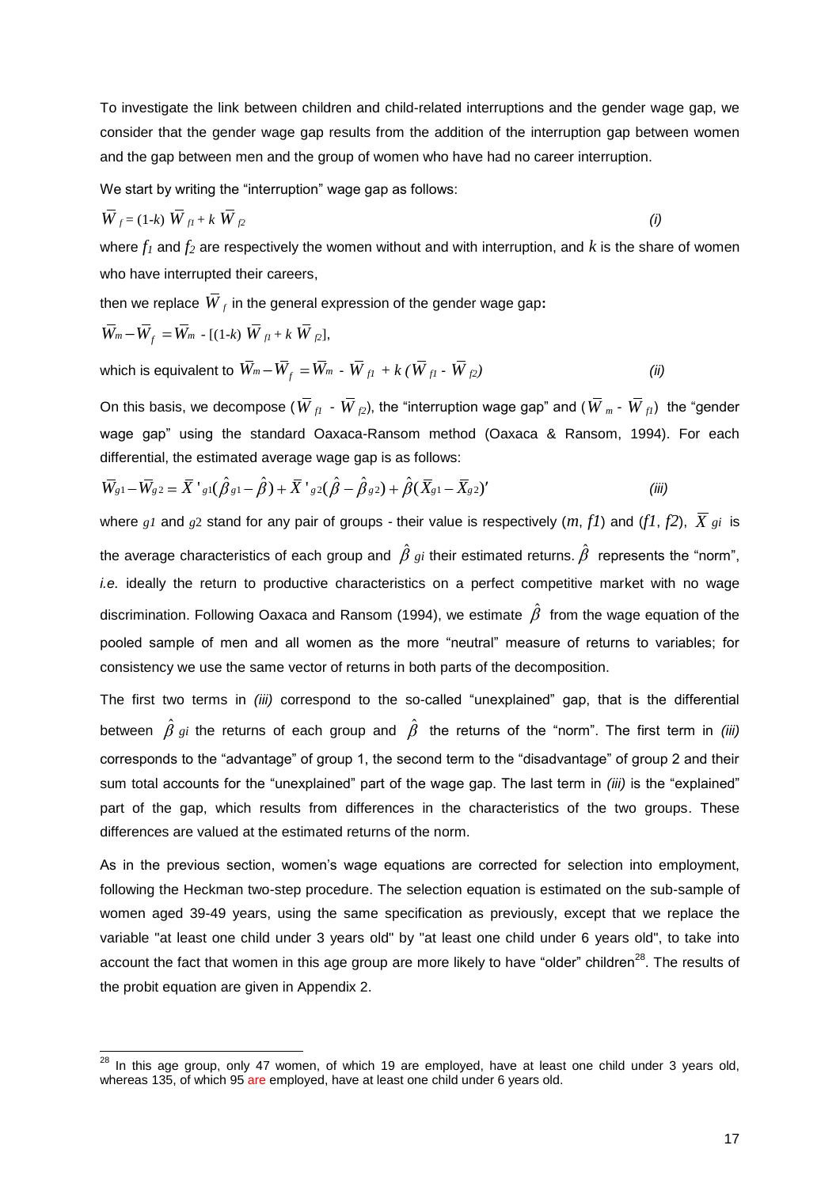To investigate the link between children and child-related interruptions and the gender wage gap, we consider that the gender wage gap results from the addition of the interruption gap between women and the gap between men and the group of women who have had no career interruption.

We start by writing the "interruption" wage gap as follows:

$$\overline{W}_f = (1-k)\,\overline{W}_{f1} + k\,\overline{W}_{f2} \qquad (i)$$

where $f_1$ and $f_2$ are respectively the women without and with interruption, and $k$ is the share of women who have interrupted their careers,

then we replace $\overline{W}_f$ in the general expression of the gender wage gap**:**

$$\overline{W}_m - \overline{W}_f = \overline{W}_m - [(1-k)\,\overline{W}_{f1} + k\,\overline{W}_{f2}],$$

which is equivalent to $\overline{W}_m - \overline{W}_f = \overline{W}_m - \overline{W}_{f1} + k\,(\overline{W}_{f1} - \overline{W}_{f2})$ *(ii)*

On this basis, we decompose ($\overline{W}_{f1} - \overline{W}_{f2}$), the "interruption wage gap" and ($\overline{W}_m - \overline{W}_{f1}$) the "gender wage gap" using the standard Oaxaca-Ransom method (Oaxaca & Ransom, 1994). For each differential, the estimated average wage gap is as follows:

$$\overline{W}_{g1} - \overline{W}_{g2} = \overline{X}'_{g1}(\hat{\beta}_{g1} - \hat{\beta}) + \overline{X}'_{g2}(\hat{\beta} - \hat{\beta}_{g2}) + \hat{\beta}(\overline{X}_{g1} - \overline{X}_{g2})' \qquad (iii)$$

where $g1$ and $g2$ stand for any pair of groups - their value is respectively ($m$, $f1$) and ($f1$, $f2$), $\overline{X}_{gi}$ is the average characteristics of each group and $\hat{\beta}_{gi}$ their estimated returns. $\hat{\beta}$ represents the "norm", *i.e.* ideally the return to productive characteristics on a perfect competitive market with no wage discrimination. Following Oaxaca and Ransom (1994), we estimate $\hat{\beta}$ from the wage equation of the pooled sample of men and all women as the more "neutral" measure of returns to variables; for consistency we use the same vector of returns in both parts of the decomposition.

The first two terms in *(iii)* correspond to the so-called "unexplained" gap, that is the differential between $\hat{\beta}_{gi}$ the returns of each group and $\hat{\beta}$ the returns of the "norm". The first term in *(iii)* corresponds to the "advantage" of group 1, the second term to the "disadvantage" of group 2 and their sum total accounts for the "unexplained" part of the wage gap. The last term in *(iii)* is the "explained" part of the gap, which results from differences in the characteristics of the two groups. These differences are valued at the estimated returns of the norm.

As in the previous section, women's wage equations are corrected for selection into employment, following the Heckman two-step procedure. The selection equation is estimated on the sub-sample of women aged 39-49 years, using the same specification as previously, except that we replace the variable "at least one child under 3 years old" by "at least one child under 6 years old", to take into account the fact that women in this age group are more likely to have "older" children[28]. The results of the probit equation are given in Appendix 2.

[28] In this age group, only 47 women, of which 19 are employed, have at least one child under 3 years old, whereas 135, of which 95 are employed, have at least one child under 6 years old.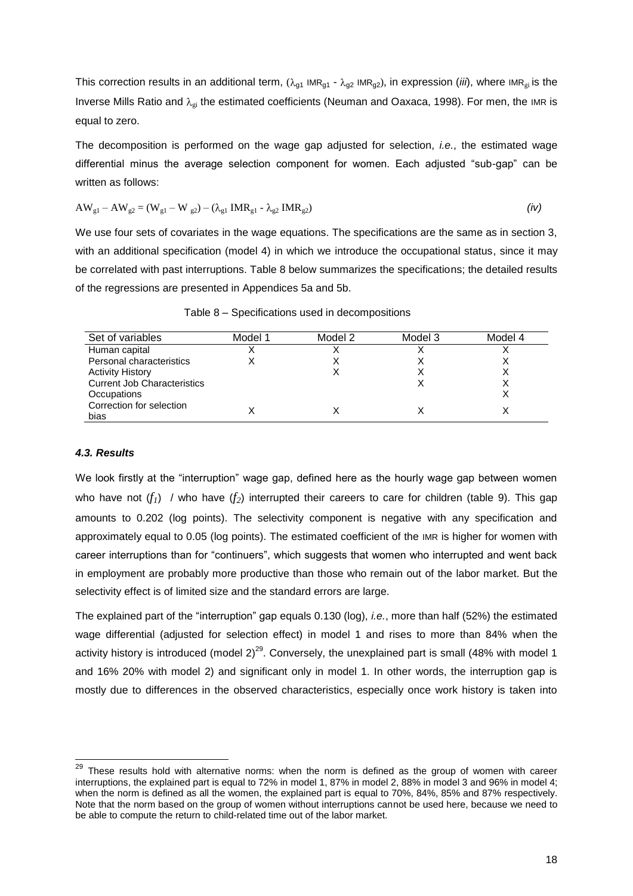This correction results in an additional term, ($\lambda_{g1}$ IMR$_{g1}$ - $\lambda_{g2}$ IMR$_{g2}$), in expression (*iii*), where IMR$_{gi}$ is the Inverse Mills Ratio and $\lambda_{gi}$ the estimated coefficients (Neuman and Oaxaca, 1998). For men, the IMR is equal to zero.

The decomposition is performed on the wage gap adjusted for selection, *i.e.*, the estimated wage differential minus the average selection component for women. Each adjusted "sub-gap" can be written as follows:

$$AW_{g1} - AW_{g2} = (W_{g1} - W_{g2}) - (\lambda_{g1}\, IMR_{g1} - \lambda_{g2}\, IMR_{g2}) \qquad \textit{(iv)}$$

We use four sets of covariates in the wage equations. The specifications are the same as in section 3, with an additional specification (model 4) in which we introduce the occupational status, since it may be correlated with past interruptions. Table 8 below summarizes the specifications; the detailed results of the regressions are presented in Appendices 5a and 5b.

Table 8 – Specifications used in decompositions

| Set of variables | Model 1 | Model 2 | Model 3 | Model 4 |
|---|---|---|---|---|
| Human capital | X | X | X | X |
| Personal characteristics | X | X | X | X |
| Activity History | | X | X | X |
| Current Job Characteristics | | | X | X |
| Occupations | | | | X |
| Correction for selection bias | X | X | X | X |

### *4.3. Results*

We look firstly at the "interruption" wage gap, defined here as the hourly wage gap between women who have not ($f_1$) / who have ($f_2$) interrupted their careers to care for children (table 9). This gap amounts to 0.202 (log points). The selectivity component is negative with any specification and approximately equal to 0.05 (log points). The estimated coefficient of the IMR is higher for women with career interruptions than for "continuers", which suggests that women who interrupted and went back in employment are probably more productive than those who remain out of the labor market. But the selectivity effect is of limited size and the standard errors are large.

The explained part of the "interruption" gap equals 0.130 (log), *i.e.*, more than half (52%) the estimated wage differential (adjusted for selection effect) in model 1 and rises to more than 84% when the activity history is introduced (model 2)[29]. Conversely, the unexplained part is small (48% with model 1 and 16% 20% with model 2) and significant only in model 1. In other words, the interruption gap is mostly due to differences in the observed characteristics, especially once work history is taken into

[29] These results hold with alternative norms: when the norm is defined as the group of women with career interruptions, the explained part is equal to 72% in model 1, 87% in model 2, 88% in model 3 and 96% in model 4; when the norm is defined as all the women, the explained part is equal to 70%, 84%, 85% and 87% respectively. Note that the norm based on the group of women without interruptions cannot be used here, because we need to be able to compute the return to child-related time out of the labor market.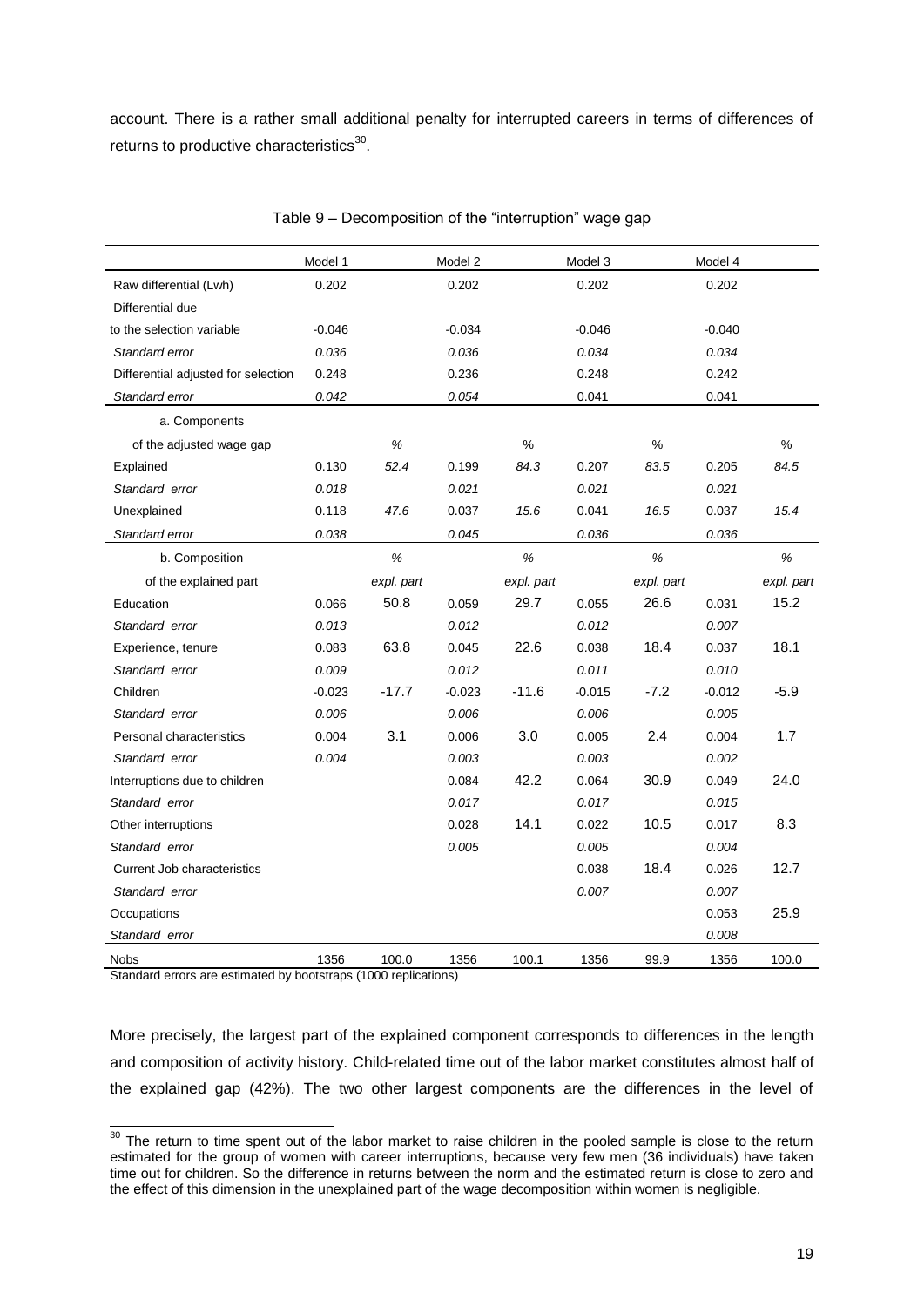account. There is a rather small additional penalty for interrupted careers in terms of differences of returns to productive characteristics[30].

Table 9 – Decomposition of the "interruption" wage gap

| | Model 1 | | Model 2 | | Model 3 | | Model 4 | |
|---|---|---|---|---|---|---|---|---|
| Raw differential (Lwh) | 0.202 | | 0.202 | | 0.202 | | 0.202 | |
| Differential due | | | | | | | | |
| to the selection variable | -0.046 | | -0.034 | | -0.046 | | -0.040 | |
| *Standard error* | *0.036* | | *0.036* | | *0.034* | | *0.034* | |
| Differential adjusted for selection | 0.248 | | 0.236 | | 0.248 | | 0.242 | |
| *Standard error* | *0.042* | | *0.054* | | 0.041 | | 0.041 | |
| a. Components | | | | | | | | |
| of the adjusted wage gap | | *%* | | % | | % | | % |
| Explained | 0.130 | *52.4* | 0.199 | *84.3* | 0.207 | *83.5* | 0.205 | *84.5* |
| *Standard error* | *0.018* | | *0.021* | | *0.021* | | *0.021* | |
| Unexplained | 0.118 | *47.6* | 0.037 | *15.6* | 0.041 | *16.5* | 0.037 | *15.4* |
| *Standard error* | *0.038* | | *0.045* | | *0.036* | | *0.036* | |
| b. Composition | | *%* | | *%* | | *%* | | *%* |
| of the explained part | | *expl. part* | | *expl. part* | | *expl. part* | | *expl. part* |
| Education | 0.066 | 50.8 | 0.059 | 29.7 | 0.055 | 26.6 | 0.031 | 15.2 |
| *Standard error* | *0.013* | | *0.012* | | *0.012* | | *0.007* | |
| Experience, tenure | 0.083 | 63.8 | 0.045 | 22.6 | 0.038 | 18.4 | 0.037 | 18.1 |
| *Standard error* | *0.009* | | *0.012* | | *0.011* | | *0.010* | |
| Children | -0.023 | -17.7 | -0.023 | -11.6 | -0.015 | -7.2 | -0.012 | -5.9 |
| *Standard error* | *0.006* | | *0.006* | | *0.006* | | *0.005* | |
| Personal characteristics | 0.004 | 3.1 | 0.006 | 3.0 | 0.005 | 2.4 | 0.004 | 1.7 |
| *Standard error* | *0.004* | | *0.003* | | *0.003* | | *0.002* | |
| Interruptions due to children | | | 0.084 | 42.2 | 0.064 | 30.9 | 0.049 | 24.0 |
| *Standard error* | | | *0.017* | | *0.017* | | *0.015* | |
| Other interruptions | | | 0.028 | 14.1 | 0.022 | 10.5 | 0.017 | 8.3 |
| *Standard error* | | | *0.005* | | *0.005* | | *0.004* | |
| Current Job characteristics | | | | | 0.038 | 18.4 | 0.026 | 12.7 |
| *Standard error* | | | | | *0.007* | | *0.007* | |
| Occupations | | | | | | | 0.053 | 25.9 |
| *Standard error* | | | | | | | *0.008* | |
| Nobs | 1356 | 100.0 | 1356 | 100.1 | 1356 | 99.9 | 1356 | 100.0 |

Standard errors are estimated by bootstraps (1000 replications)

More precisely, the largest part of the explained component corresponds to differences in the length and composition of activity history. Child-related time out of the labor market constitutes almost half of the explained gap (42%). The two other largest components are the differences in the level of

[30] The return to time spent out of the labor market to raise children in the pooled sample is close to the return estimated for the group of women with career interruptions, because very few men (36 individuals) have taken time out for children. So the difference in returns between the norm and the estimated return is close to zero and the effect of this dimension in the unexplained part of the wage decomposition within women is negligible.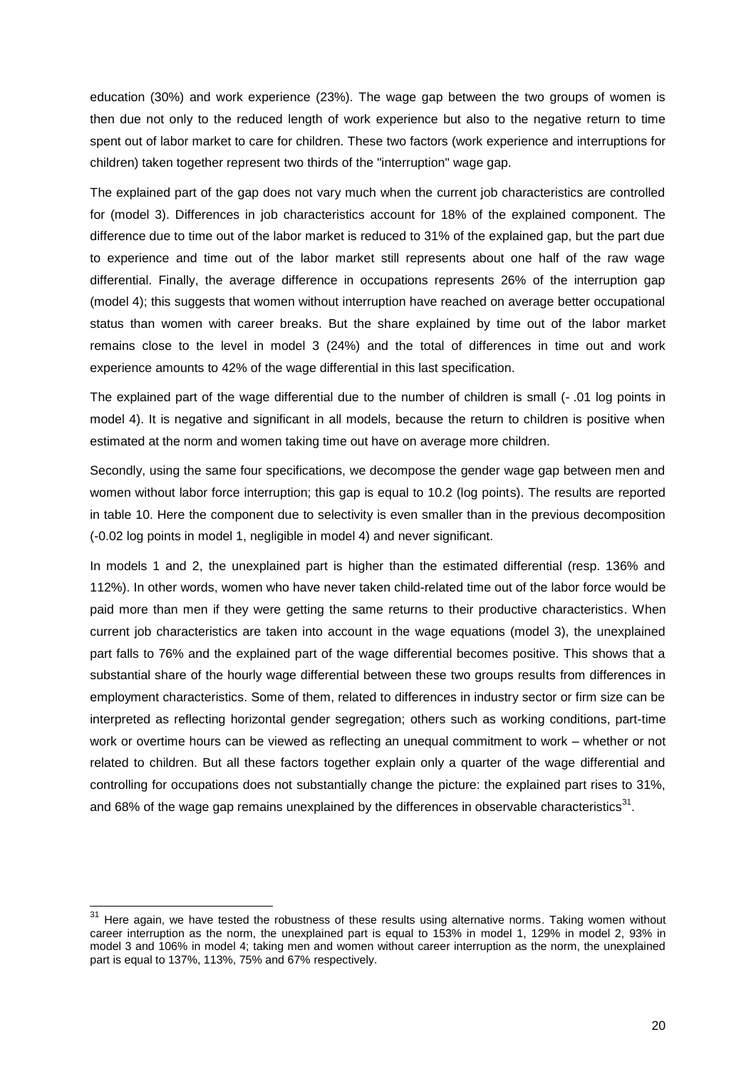education (30%) and work experience (23%). The wage gap between the two groups of women is then due not only to the reduced length of work experience but also to the negative return to time spent out of labor market to care for children. These two factors (work experience and interruptions for children) taken together represent two thirds of the "interruption" wage gap.

The explained part of the gap does not vary much when the current job characteristics are controlled for (model 3). Differences in job characteristics account for 18% of the explained component. The difference due to time out of the labor market is reduced to 31% of the explained gap, but the part due to experience and time out of the labor market still represents about one half of the raw wage differential. Finally, the average difference in occupations represents 26% of the interruption gap (model 4); this suggests that women without interruption have reached on average better occupational status than women with career breaks. But the share explained by time out of the labor market remains close to the level in model 3 (24%) and the total of differences in time out and work experience amounts to 42% of the wage differential in this last specification.

The explained part of the wage differential due to the number of children is small (- .01 log points in model 4). It is negative and significant in all models, because the return to children is positive when estimated at the norm and women taking time out have on average more children.

Secondly, using the same four specifications, we decompose the gender wage gap between men and women without labor force interruption; this gap is equal to 10.2 (log points). The results are reported in table 10. Here the component due to selectivity is even smaller than in the previous decomposition (-0.02 log points in model 1, negligible in model 4) and never significant.

In models 1 and 2, the unexplained part is higher than the estimated differential (resp. 136% and 112%). In other words, women who have never taken child-related time out of the labor force would be paid more than men if they were getting the same returns to their productive characteristics. When current job characteristics are taken into account in the wage equations (model 3), the unexplained part falls to 76% and the explained part of the wage differential becomes positive. This shows that a substantial share of the hourly wage differential between these two groups results from differences in employment characteristics. Some of them, related to differences in industry sector or firm size can be interpreted as reflecting horizontal gender segregation; others such as working conditions, part-time work or overtime hours can be viewed as reflecting an unequal commitment to work – whether or not related to children. But all these factors together explain only a quarter of the wage differential and controlling for occupations does not substantially change the picture: the explained part rises to 31%, and 68% of the wage gap remains unexplained by the differences in observable characteristics[31].

[31] Here again, we have tested the robustness of these results using alternative norms. Taking women without career interruption as the norm, the unexplained part is equal to 153% in model 1, 129% in model 2, 93% in model 3 and 106% in model 4; taking men and women without career interruption as the norm, the unexplained part is equal to 137%, 113%, 75% and 67% respectively.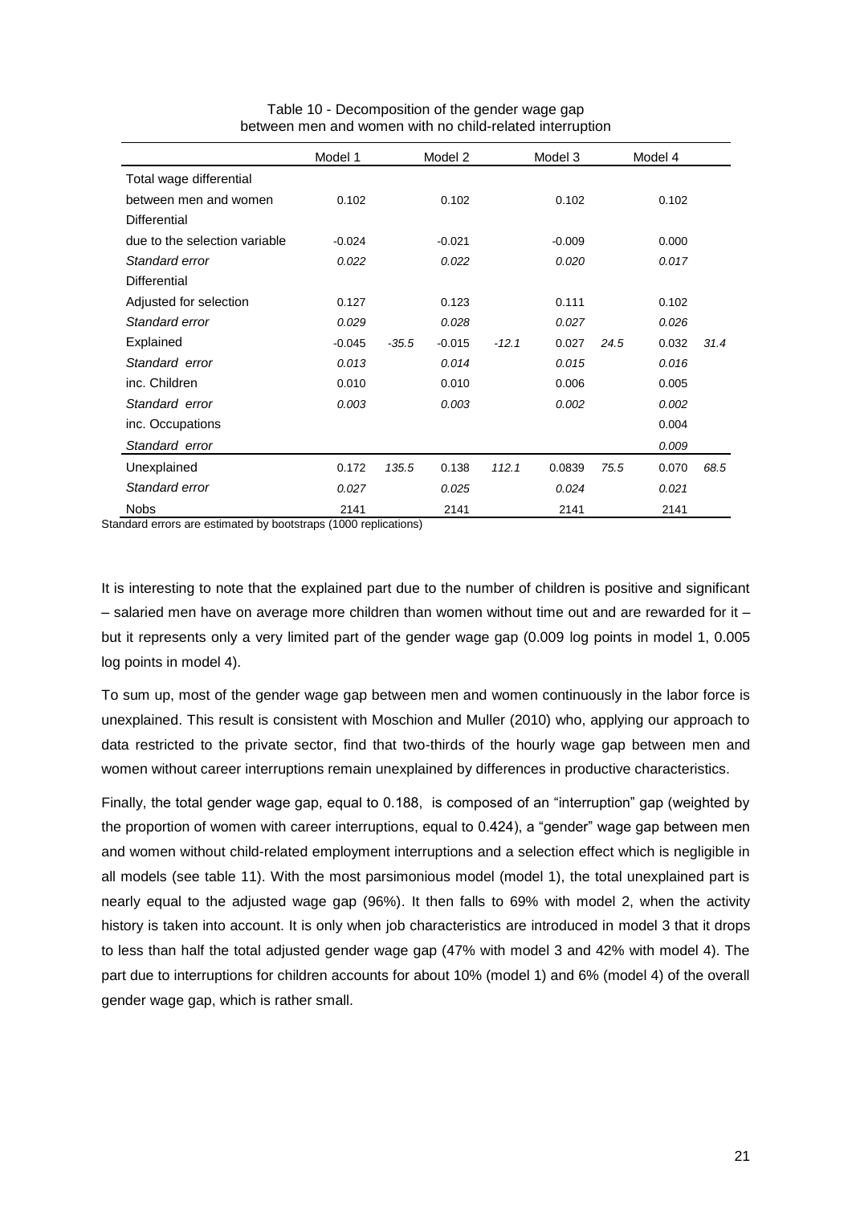Table 10 - Decomposition of the gender wage gap between men and women with no child-related interruption

| | Model 1 | | Model 2 | | Model 3 | | Model 4 | |
|---|---|---|---|---|---|---|---|---|
| Total wage differential | | | | | | | | |
| between men and women | 0.102 | | 0.102 | | 0.102 | | 0.102 | |
| Differential | | | | | | | | |
| due to the selection variable | -0.024 | | -0.021 | | -0.009 | | 0.000 | |
| *Standard error* | *0.022* | | *0.022* | | *0.020* | | *0.017* | |
| Differential | | | | | | | | |
| Adjusted for selection | 0.127 | | 0.123 | | 0.111 | | 0.102 | |
| *Standard error* | *0.029* | | *0.028* | | *0.027* | | *0.026* | |
| Explained | -0.045 | *-35.5* | -0.015 | *-12.1* | 0.027 | *24.5* | 0.032 | *31.4* |
| *Standard error* | *0.013* | | *0.014* | | *0.015* | | *0.016* | |
| inc. Children | 0.010 | | 0.010 | | 0.006 | | 0.005 | |
| *Standard error* | *0.003* | | *0.003* | | *0.002* | | *0.002* | |
| inc. Occupations | | | | | | | 0.004 | |
| *Standard error* | | | | | | | *0.009* | |
| Unexplained | 0.172 | *135.5* | 0.138 | *112.1* | 0.0839 | *75.5* | 0.070 | *68.5* |
| *Standard error* | *0.027* | | *0.025* | | *0.024* | | *0.021* | |
| Nobs | 2141 | | 2141 | | 2141 | | 2141 | |

Standard errors are estimated by bootstraps (1000 replications)

It is interesting to note that the explained part due to the number of children is positive and significant – salaried men have on average more children than women without time out and are rewarded for it – but it represents only a very limited part of the gender wage gap (0.009 log points in model 1, 0.005 log points in model 4).

To sum up, most of the gender wage gap between men and women continuously in the labor force is unexplained. This result is consistent with Moschion and Muller (2010) who, applying our approach to data restricted to the private sector, find that two-thirds of the hourly wage gap between men and women without career interruptions remain unexplained by differences in productive characteristics.

Finally, the total gender wage gap, equal to 0.188, is composed of an "interruption" gap (weighted by the proportion of women with career interruptions, equal to 0.424), a "gender" wage gap between men and women without child-related employment interruptions and a selection effect which is negligible in all models (see table 11). With the most parsimonious model (model 1), the total unexplained part is nearly equal to the adjusted wage gap (96%). It then falls to 69% with model 2, when the activity history is taken into account. It is only when job characteristics are introduced in model 3 that it drops to less than half the total adjusted gender wage gap (47% with model 3 and 42% with model 4). The part due to interruptions for children accounts for about 10% (model 1) and 6% (model 4) of the overall gender wage gap, which is rather small.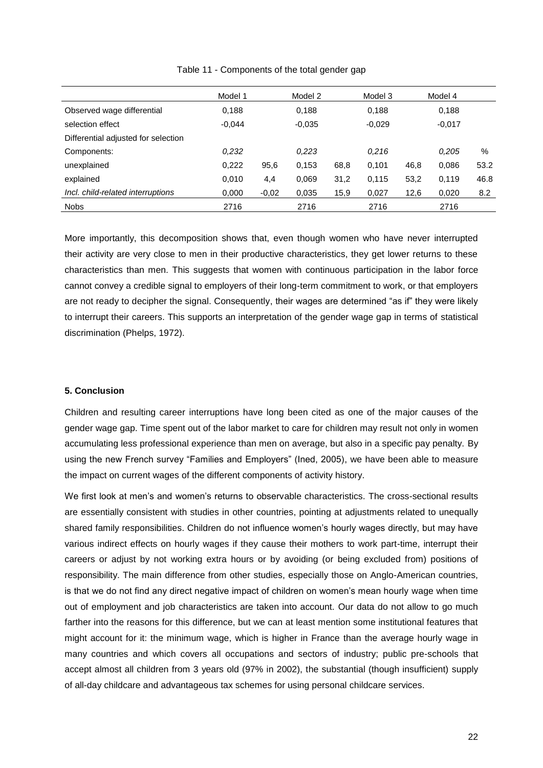Table 11 - Components of the total gender gap

| | Model 1 | | Model 2 | | Model 3 | | Model 4 | |
|---|---|---|---|---|---|---|---|---|
| Observed wage differential | 0,188 | | 0,188 | | 0,188 | | 0,188 | |
| selection effect | -0,044 | | -0,035 | | -0,029 | | -0,017 | |
| Differential adjusted for selection | | | | | | | | |
| Components: | *0,232* | | *0,223* | | *0,216* | | *0,205* | % |
| unexplained | 0,222 | 95,6 | 0,153 | 68,8 | 0,101 | 46,8 | 0,086 | 53.2 |
| explained | 0,010 | 4,4 | 0,069 | 31,2 | 0,115 | 53,2 | 0,119 | 46.8 |
| *Incl. child-related interruptions* | 0,000 | -0,02 | 0,035 | 15,9 | 0,027 | 12,6 | 0,020 | 8.2 |
| Nobs | 2716 | | 2716 | | 2716 | | 2716 | |

More importantly, this decomposition shows that, even though women who have never interrupted their activity are very close to men in their productive characteristics, they get lower returns to these characteristics than men. This suggests that women with continuous participation in the labor force cannot convey a credible signal to employers of their long-term commitment to work, or that employers are not ready to decipher the signal. Consequently, their wages are determined "as if" they were likely to interrupt their careers. This supports an interpretation of the gender wage gap in terms of statistical discrimination (Phelps, 1972).

**5. Conclusion**

Children and resulting career interruptions have long been cited as one of the major causes of the gender wage gap. Time spent out of the labor market to care for children may result not only in women accumulating less professional experience than men on average, but also in a specific pay penalty. By using the new French survey "Families and Employers" (Ined, 2005), we have been able to measure the impact on current wages of the different components of activity history.

We first look at men's and women's returns to observable characteristics. The cross-sectional results are essentially consistent with studies in other countries, pointing at adjustments related to unequally shared family responsibilities. Children do not influence women's hourly wages directly, but may have various indirect effects on hourly wages if they cause their mothers to work part-time, interrupt their careers or adjust by not working extra hours or by avoiding (or being excluded from) positions of responsibility. The main difference from other studies, especially those on Anglo-American countries, is that we do not find any direct negative impact of children on women's mean hourly wage when time out of employment and job characteristics are taken into account. Our data do not allow to go much farther into the reasons for this difference, but we can at least mention some institutional features that might account for it: the minimum wage, which is higher in France than the average hourly wage in many countries and which covers all occupations and sectors of industry; public pre-schools that accept almost all children from 3 years old (97% in 2002), the substantial (though insufficient) supply of all-day childcare and advantageous tax schemes for using personal childcare services.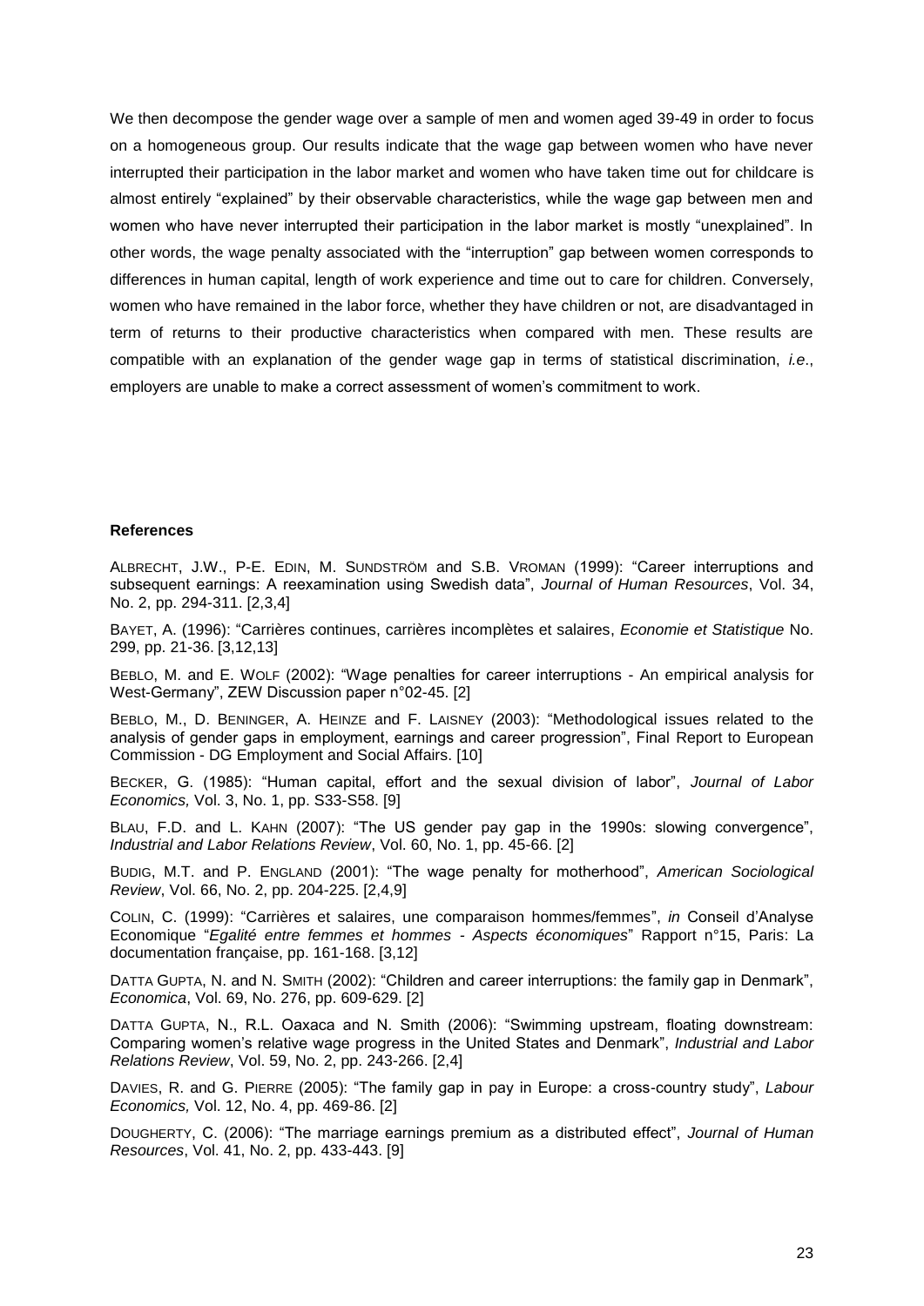We then decompose the gender wage over a sample of men and women aged 39-49 in order to focus on a homogeneous group. Our results indicate that the wage gap between women who have never interrupted their participation in the labor market and women who have taken time out for childcare is almost entirely "explained" by their observable characteristics, while the wage gap between men and women who have never interrupted their participation in the labor market is mostly "unexplained". In other words, the wage penalty associated with the "interruption" gap between women corresponds to differences in human capital, length of work experience and time out to care for children. Conversely, women who have remained in the labor force, whether they have children or not, are disadvantaged in term of returns to their productive characteristics when compared with men. These results are compatible with an explanation of the gender wage gap in terms of statistical discrimination, *i.e.*, employers are unable to make a correct assessment of women's commitment to work.

**References**

ALBRECHT, J.W., P-E. EDIN, M. SUNDSTRÖM and S.B. VROMAN (1999): "Career interruptions and subsequent earnings: A reexamination using Swedish data", *Journal of Human Resources*, Vol. 34, No. 2, pp. 294-311. [2,3,4]

BAYET, A. (1996): "Carrières continues, carrières incomplètes et salaires, *Economie et Statistique* No. 299, pp. 21-36. [3,12,13]

BEBLO, M. and E. WOLF (2002): "Wage penalties for career interruptions - An empirical analysis for West-Germany", ZEW Discussion paper n°02-45. [2]

BEBLO, M., D. BENINGER, A. HEINZE and F. LAISNEY (2003): "Methodological issues related to the analysis of gender gaps in employment, earnings and career progression", Final Report to European Commission - DG Employment and Social Affairs. [10]

BECKER, G. (1985): "Human capital, effort and the sexual division of labor", *Journal of Labor Economics,* Vol. 3, No. 1, pp. S33-S58. [9]

BLAU, F.D. and L. KAHN (2007): "The US gender pay gap in the 1990s: slowing convergence", *Industrial and Labor Relations Review*, Vol. 60, No. 1, pp. 45-66. [2]

BUDIG, M.T. and P. ENGLAND (2001): "The wage penalty for motherhood", *American Sociological Review*, Vol. 66, No. 2, pp. 204-225. [2,4,9]

COLIN, C. (1999): "Carrières et salaires, une comparaison hommes/femmes", *in* Conseil d'Analyse Economique "*Egalité entre femmes et hommes - Aspects économiques*" Rapport n°15, Paris: La documentation française, pp. 161-168. [3,12]

DATTA GUPTA, N. and N. SMITH (2002): "Children and career interruptions: the family gap in Denmark", *Economica*, Vol. 69, No. 276, pp. 609-629. [2]

DATTA GUPTA, N., R.L. Oaxaca and N. Smith (2006): "Swimming upstream, floating downstream: Comparing women's relative wage progress in the United States and Denmark", *Industrial and Labor Relations Review*, Vol. 59, No. 2, pp. 243-266. [2,4]

DAVIES, R. and G. PIERRE (2005): "The family gap in pay in Europe: a cross-country study", *Labour Economics,* Vol. 12, No. 4, pp. 469-86. [2]

DOUGHERTY, C. (2006): "The marriage earnings premium as a distributed effect", *Journal of Human Resources*, Vol. 41, No. 2, pp. 433-443. [9]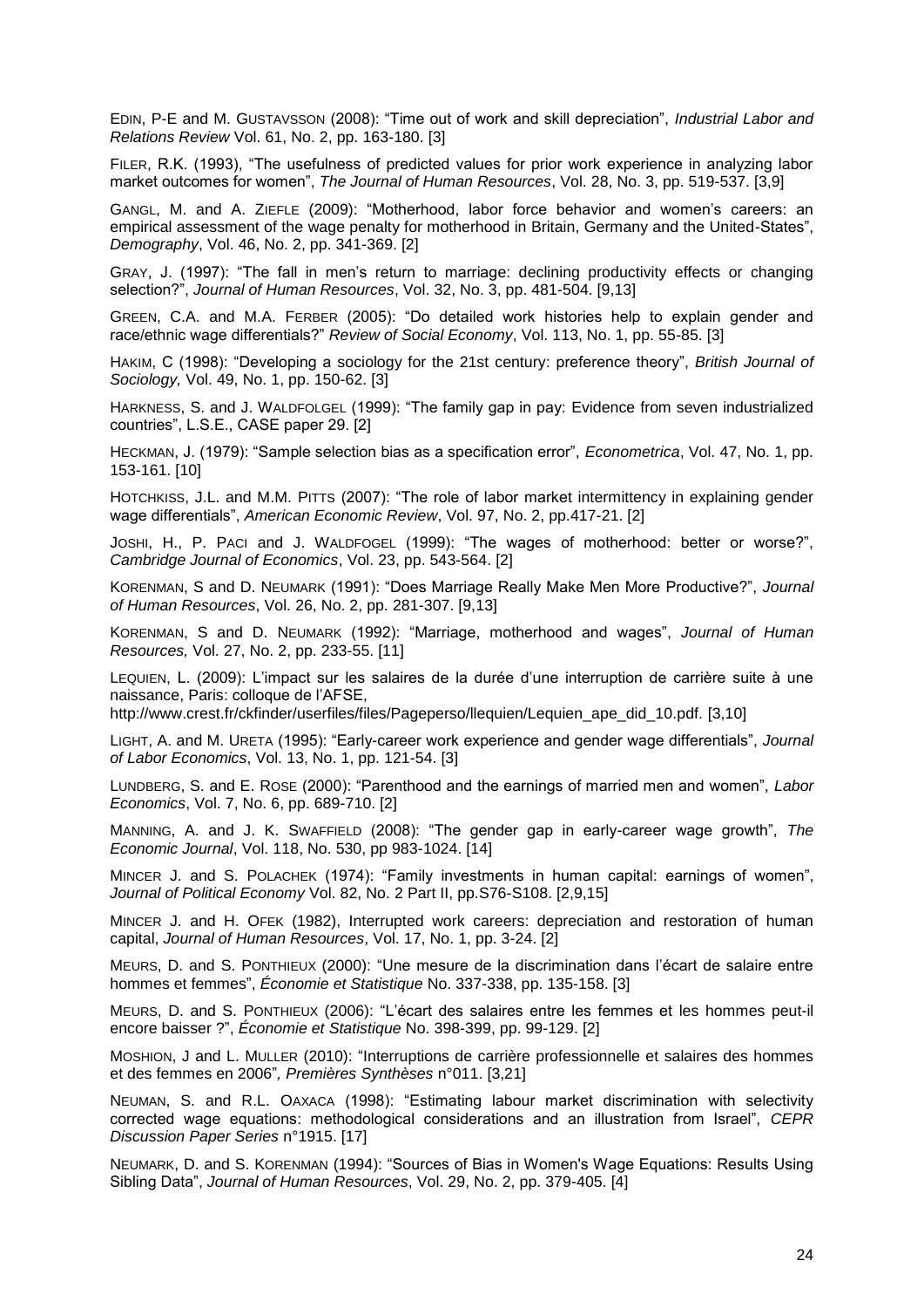EDIN, P-E and M. GUSTAVSSON (2008): “Time out of work and skill depreciation”, *Industrial Labor and Relations Review* Vol. 61, No. 2, pp. 163-180. [3]

FILER, R.K. (1993), “The usefulness of predicted values for prior work experience in analyzing labor market outcomes for women”, *The Journal of Human Resources*, Vol. 28, No. 3, pp. 519-537. [3,9]

GANGL, M. and A. ZIEFLE (2009): “Motherhood, labor force behavior and women’s careers: an empirical assessment of the wage penalty for motherhood in Britain, Germany and the United-States”, *Demography*, Vol. 46, No. 2, pp. 341-369. [2]

GRAY, J. (1997): “The fall in men’s return to marriage: declining productivity effects or changing selection?”, *Journal of Human Resources*, Vol. 32, No. 3, pp. 481-504. [9,13]

GREEN, C.A. and M.A. FERBER (2005): “Do detailed work histories help to explain gender and race/ethnic wage differentials?” *Review of Social Economy*, Vol. 113, No. 1, pp. 55-85. [3]

HAKIM, C (1998): “Developing a sociology for the 21st century: preference theory”, *British Journal of Sociology,* Vol. 49, No. 1, pp. 150-62. [3]

HARKNESS, S. and J. WALDFOLGEL (1999): “The family gap in pay: Evidence from seven industrialized countries”, L.S.E., CASE paper 29. [2]

HECKMAN, J. (1979): “Sample selection bias as a specification error”, *Econometrica*, Vol. 47, No. 1, pp. 153-161. [10]

HOTCHKISS, J.L. and M.M. PITTS (2007): “The role of labor market intermittency in explaining gender wage differentials”, *American Economic Review*, Vol. 97, No. 2, pp.417-21. [2]

JOSHI, H., P. PACI and J. WALDFOGEL (1999): “The wages of motherhood: better or worse?”, *Cambridge Journal of Economics*, Vol. 23, pp. 543-564. [2]

KORENMAN, S and D. NEUMARK (1991): “Does Marriage Really Make Men More Productive?”, *Journal of Human Resources*, Vol. 26, No. 2, pp. 281-307. [9,13]

KORENMAN, S and D. NEUMARK (1992): “Marriage, motherhood and wages”, *Journal of Human Resources,* Vol. 27, No. 2, pp. 233-55. [11]

LEQUIEN, L. (2009): L’impact sur les salaires de la durée d’une interruption de carrière suite à une naissance, Paris: colloque de l’AFSE, http://www.crest.fr/ckfinder/userfiles/files/Pageperso/llequien/Lequien_ape_did_10.pdf. [3,10]

LIGHT, A. and M. URETA (1995): “Early-career work experience and gender wage differentials”, *Journal of Labor Economics*, Vol. 13, No. 1, pp. 121-54. [3]

LUNDBERG, S. and E. ROSE (2000): “Parenthood and the earnings of married men and women”, *Labor Economics*, Vol. 7, No. 6, pp. 689-710. [2]

MANNING, A. and J. K. SWAFFIELD (2008): “The gender gap in early-career wage growth”, *The Economic Journal*, Vol. 118, No. 530, pp 983-1024. [14]

MINCER J. and S. POLACHEK (1974): “Family investments in human capital: earnings of women”, *Journal of Political Economy* Vol. 82, No. 2 Part II, pp.S76-S108. [2,9,15]

MINCER J. and H. OFEK (1982), Interrupted work careers: depreciation and restoration of human capital, *Journal of Human Resources*, Vol. 17, No. 1, pp. 3-24. [2]

MEURS, D. and S. PONTHIEUX (2000): “Une mesure de la discrimination dans l’écart de salaire entre hommes et femmes”, *Économie et Statistique* No. 337-338, pp. 135-158. [3]

MEURS, D. and S. PONTHIEUX (2006): “L’écart des salaires entre les femmes et les hommes peut-il encore baisser ?”, *Économie et Statistique* No. 398-399, pp. 99-129. [2]

MOSHION, J and L. MULLER (2010): “Interruptions de carrière professionnelle et salaires des hommes et des femmes en 2006”*, Premières Synthèses* n°011. [3,21]

NEUMAN, S. and R.L. OAXACA (1998): “Estimating labour market discrimination with selectivity corrected wage equations: methodological considerations and an illustration from Israel”, *CEPR Discussion Paper Series* n°1915. [17]

NEUMARK, D. and S. KORENMAN (1994): “Sources of Bias in Women's Wage Equations: Results Using Sibling Data”, *Journal of Human Resources*, Vol. 29, No. 2, pp. 379-405. [4]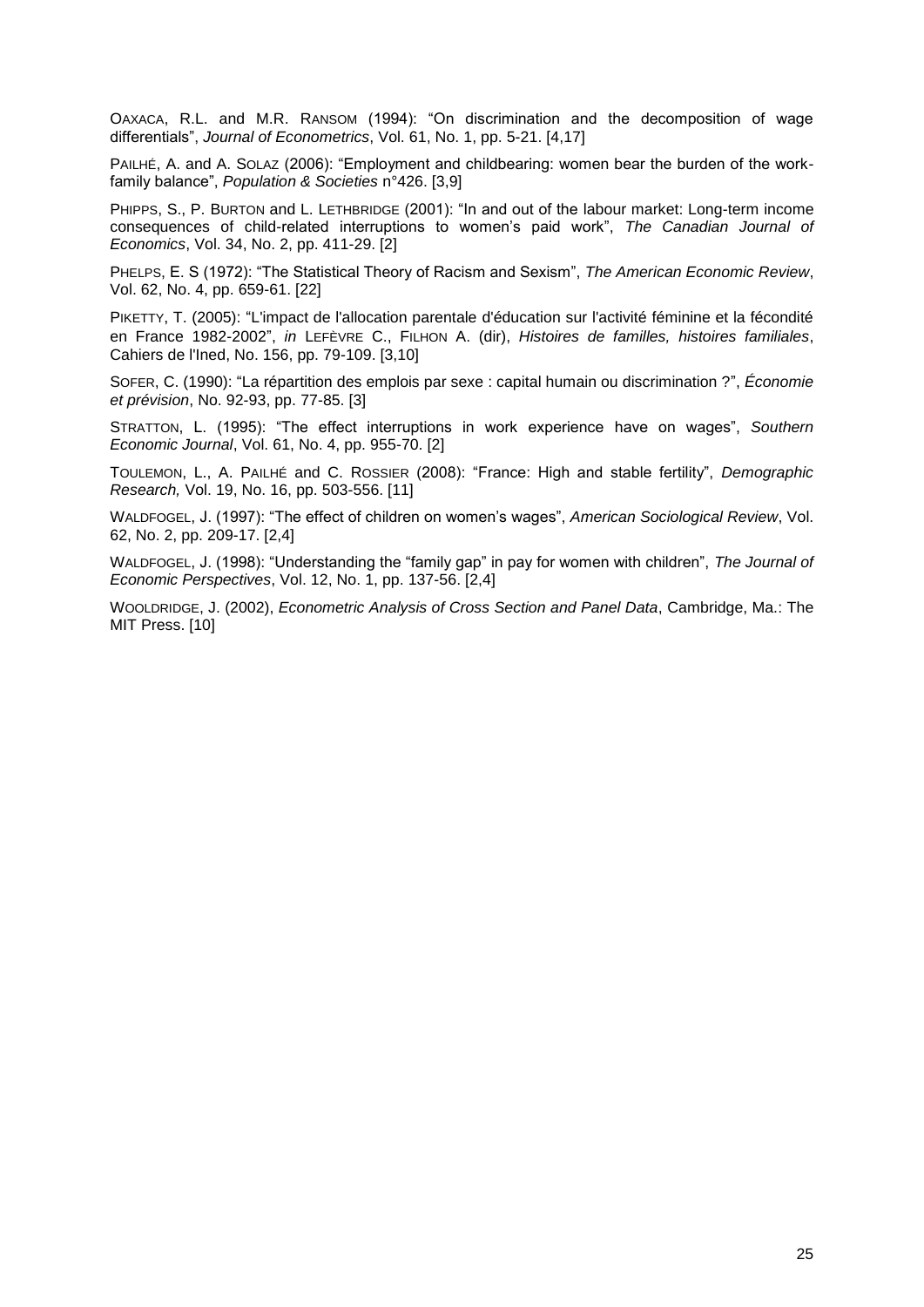OAXACA, R.L. and M.R. RANSOM (1994): "On discrimination and the decomposition of wage differentials", *Journal of Econometrics*, Vol. 61, No. 1, pp. 5-21. [4,17]

PAILHÉ, A. and A. SOLAZ (2006): "Employment and childbearing: women bear the burden of the work-family balance", *Population & Societies* n°426. [3,9]

PHIPPS, S., P. BURTON and L. LETHBRIDGE (2001): "In and out of the labour market: Long-term income consequences of child-related interruptions to women's paid work", *The Canadian Journal of Economics*, Vol. 34, No. 2, pp. 411-29. [2]

PHELPS, E. S (1972): "The Statistical Theory of Racism and Sexism", *The American Economic Review*, Vol. 62, No. 4, pp. 659-61. [22]

PIKETTY, T. (2005): "L'impact de l'allocation parentale d'éducation sur l'activité féminine et la fécondité en France 1982-2002", *in* LEFÈVRE C., FILHON A. (dir), *Histoires de familles, histoires familiales*, Cahiers de l'Ined, No. 156, pp. 79-109. [3,10]

SOFER, C. (1990): "La répartition des emplois par sexe : capital humain ou discrimination ?", *Économie et prévision*, No. 92-93, pp. 77-85. [3]

STRATTON, L. (1995): "The effect interruptions in work experience have on wages", *Southern Economic Journal*, Vol. 61, No. 4, pp. 955-70. [2]

TOULEMON, L., A. PAILHÉ and C. ROSSIER (2008): "France: High and stable fertility", *Demographic Research,* Vol. 19, No. 16, pp. 503-556. [11]

WALDFOGEL, J. (1997): "The effect of children on women's wages", *American Sociological Review*, Vol. 62, No. 2, pp. 209-17. [2,4]

WALDFOGEL, J. (1998): "Understanding the "family gap" in pay for women with children", *The Journal of Economic Perspectives*, Vol. 12, No. 1, pp. 137-56. [2,4]

WOOLDRIDGE, J. (2002), *Econometric Analysis of Cross Section and Panel Data*, Cambridge, Ma.: The MIT Press. [10]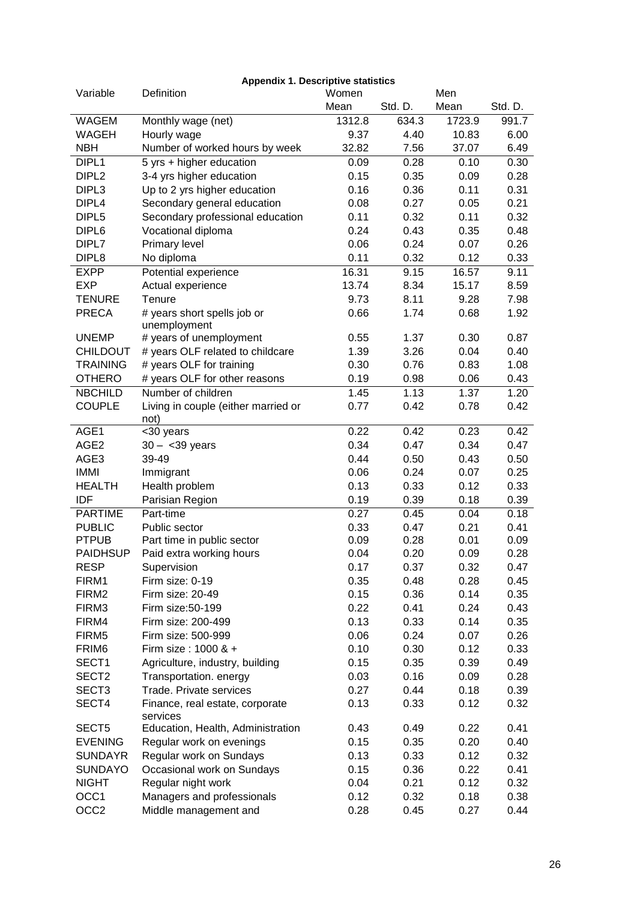**Appendix 1. Descriptive statistics**

| Variable | Definition | Women | | Men | |
|---|---|---|---|---|---|
| | | Mean | Std. D. | Mean | Std. D. |
| WAGEM | Monthly wage (net) | 1312.8 | 634.3 | 1723.9 | 991.7 |
| WAGEH | Hourly wage | 9.37 | 4.40 | 10.83 | 6.00 |
| NBH | Number of worked hours by week | 32.82 | 7.56 | 37.07 | 6.49 |
| DIPL1 | 5 yrs + higher education | 0.09 | 0.28 | 0.10 | 0.30 |
| DIPL2 | 3-4 yrs higher education | 0.15 | 0.35 | 0.09 | 0.28 |
| DIPL3 | Up to 2 yrs higher education | 0.16 | 0.36 | 0.11 | 0.31 |
| DIPL4 | Secondary general education | 0.08 | 0.27 | 0.05 | 0.21 |
| DIPL5 | Secondary professional education | 0.11 | 0.32 | 0.11 | 0.32 |
| DIPL6 | Vocational diploma | 0.24 | 0.43 | 0.35 | 0.48 |
| DIPL7 | Primary level | 0.06 | 0.24 | 0.07 | 0.26 |
| DIPL8 | No diploma | 0.11 | 0.32 | 0.12 | 0.33 |
| EXPP | Potential experience | 16.31 | 9.15 | 16.57 | 9.11 |
| EXP | Actual experience | 13.74 | 8.34 | 15.17 | 8.59 |
| TENURE | Tenure | 9.73 | 8.11 | 9.28 | 7.98 |
| PRECA | # years short spells job or unemployment | 0.66 | 1.74 | 0.68 | 1.92 |
| UNEMP | # years of unemployment | 0.55 | 1.37 | 0.30 | 0.87 |
| CHILDOUT | # years OLF related to childcare | 1.39 | 3.26 | 0.04 | 0.40 |
| TRAINING | # years OLF for training | 0.30 | 0.76 | 0.83 | 1.08 |
| OTHERO | # years OLF for other reasons | 0.19 | 0.98 | 0.06 | 0.43 |
| NBCHILD | Number of children | 1.45 | 1.13 | 1.37 | 1.20 |
| COUPLE | Living in couple (either married or not) | 0.77 | 0.42 | 0.78 | 0.42 |
| AGE1 | <30 years | 0.22 | 0.42 | 0.23 | 0.42 |
| AGE2 | 30 – <39 years | 0.34 | 0.47 | 0.34 | 0.47 |
| AGE3 | 39-49 | 0.44 | 0.50 | 0.43 | 0.50 |
| IMMI | Immigrant | 0.06 | 0.24 | 0.07 | 0.25 |
| HEALTH | Health problem | 0.13 | 0.33 | 0.12 | 0.33 |
| IDF | Parisian Region | 0.19 | 0.39 | 0.18 | 0.39 |
| PARTIME | Part-time | 0.27 | 0.45 | 0.04 | 0.18 |
| PUBLIC | Public sector | 0.33 | 0.47 | 0.21 | 0.41 |
| PTPUB | Part time in public sector | 0.09 | 0.28 | 0.01 | 0.09 |
| PAIDHSUP | Paid extra working hours | 0.04 | 0.20 | 0.09 | 0.28 |
| RESP | Supervision | 0.17 | 0.37 | 0.32 | 0.47 |
| FIRM1 | Firm size: 0-19 | 0.35 | 0.48 | 0.28 | 0.45 |
| FIRM2 | Firm size: 20-49 | 0.15 | 0.36 | 0.14 | 0.35 |
| FIRM3 | Firm size:50-199 | 0.22 | 0.41 | 0.24 | 0.43 |
| FIRM4 | Firm size: 200-499 | 0.13 | 0.33 | 0.14 | 0.35 |
| FIRM5 | Firm size: 500-999 | 0.06 | 0.24 | 0.07 | 0.26 |
| FRIM6 | Firm size : 1000 & + | 0.10 | 0.30 | 0.12 | 0.33 |
| SECT1 | Agriculture, industry, building | 0.15 | 0.35 | 0.39 | 0.49 |
| SECT2 | Transportation. energy | 0.03 | 0.16 | 0.09 | 0.28 |
| SECT3 | Trade. Private services | 0.27 | 0.44 | 0.18 | 0.39 |
| SECT4 | Finance, real estate, corporate services | 0.13 | 0.33 | 0.12 | 0.32 |
| SECT5 | Education, Health, Administration | 0.43 | 0.49 | 0.22 | 0.41 |
| EVENING | Regular work on evenings | 0.15 | 0.35 | 0.20 | 0.40 |
| SUNDAYR | Regular work on Sundays | 0.13 | 0.33 | 0.12 | 0.32 |
| SUNDAYO | Occasional work on Sundays | 0.15 | 0.36 | 0.22 | 0.41 |
| NIGHT | Regular night work | 0.04 | 0.21 | 0.12 | 0.32 |
| OCC1 | Managers and professionals | 0.12 | 0.32 | 0.18 | 0.38 |
| OCC2 | Middle management and | 0.28 | 0.45 | 0.27 | 0.44 |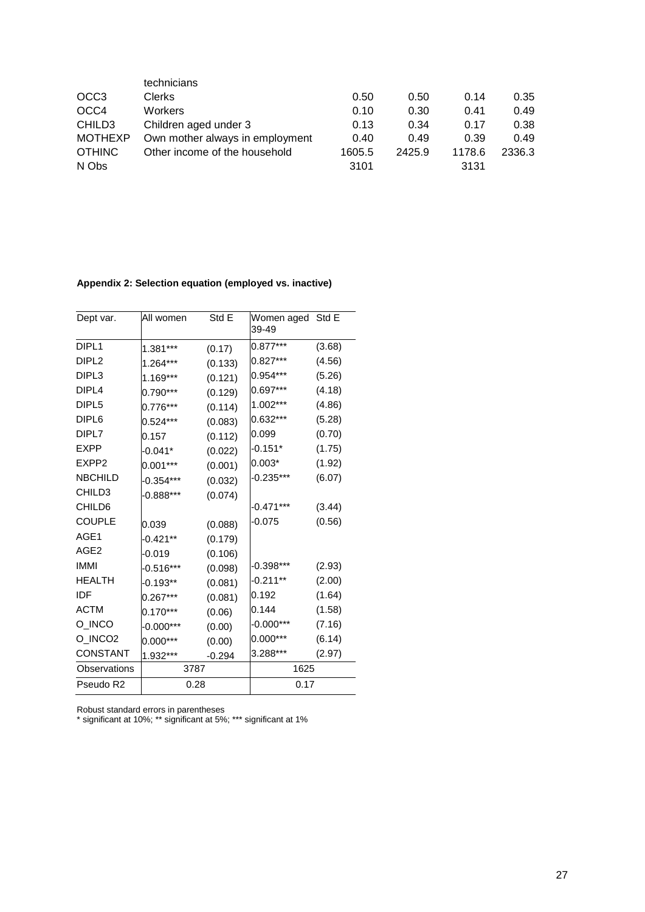| | | | | | |
|---|---|---|---|---|---|
| | technicians | | | | |
| OCC3 | Clerks | 0.50 | 0.50 | 0.14 | 0.35 |
| OCC4 | Workers | 0.10 | 0.30 | 0.41 | 0.49 |
| CHILD3 | Children aged under 3 | 0.13 | 0.34 | 0.17 | 0.38 |
| MOTHEXP | Own mother always in employment | 0.40 | 0.49 | 0.39 | 0.49 |
| OTHINC | Other income of the household | 1605.5 | 2425.9 | 1178.6 | 2336.3 |
| N Obs | | 3101 | | 3131 | |

**Appendix 2: Selection equation (employed vs. inactive)**

| Dept var. | All women | Std E | Women aged 39-49 | Std E |
|---|---|---|---|---|
| DIPL1 | 1.381*** | (0.17) | 0.877*** | (3.68) |
| DIPL2 | 1.264*** | (0.133) | 0.827*** | (4.56) |
| DIPL3 | 1.169*** | (0.121) | 0.954*** | (5.26) |
| DIPL4 | 0.790*** | (0.129) | 0.697*** | (4.18) |
| DIPL5 | 0.776*** | (0.114) | 1.002*** | (4.86) |
| DIPL6 | 0.524*** | (0.083) | 0.632*** | (5.28) |
| DIPL7 | 0.157 | (0.112) | 0.099 | (0.70) |
| EXPP | -0.041* | (0.022) | -0.151* | (1.75) |
| EXPP2 | 0.001*** | (0.001) | 0.003* | (1.92) |
| NBCHILD | -0.354*** | (0.032) | -0.235*** | (6.07) |
| CHILD3 | -0.888*** | (0.074) | | |
| CHILD6 | | | -0.471*** | (3.44) |
| COUPLE | 0.039 | (0.088) | -0.075 | (0.56) |
| AGE1 | -0.421** | (0.179) | | |
| AGE2 | -0.019 | (0.106) | | |
| IMMI | -0.516*** | (0.098) | -0.398*** | (2.93) |
| HEALTH | -0.193** | (0.081) | -0.211** | (2.00) |
| IDF | 0.267*** | (0.081) | 0.192 | (1.64) |
| ACTM | 0.170*** | (0.06) | 0.144 | (1.58) |
| O_INCO | -0.000*** | (0.00) | -0.000*** | (7.16) |
| O_INCO2 | 0.000*** | (0.00) | 0.000*** | (6.14) |
| CONSTANT | 1.932*** | -0.294 | 3.288*** | (2.97) |
| Observations | 3787 | | 1625 | |
| Pseudo R2 | 0.28 | | 0.17 | |

Robust standard errors in parentheses
* significant at 10%; ** significant at 5%; *** significant at 1%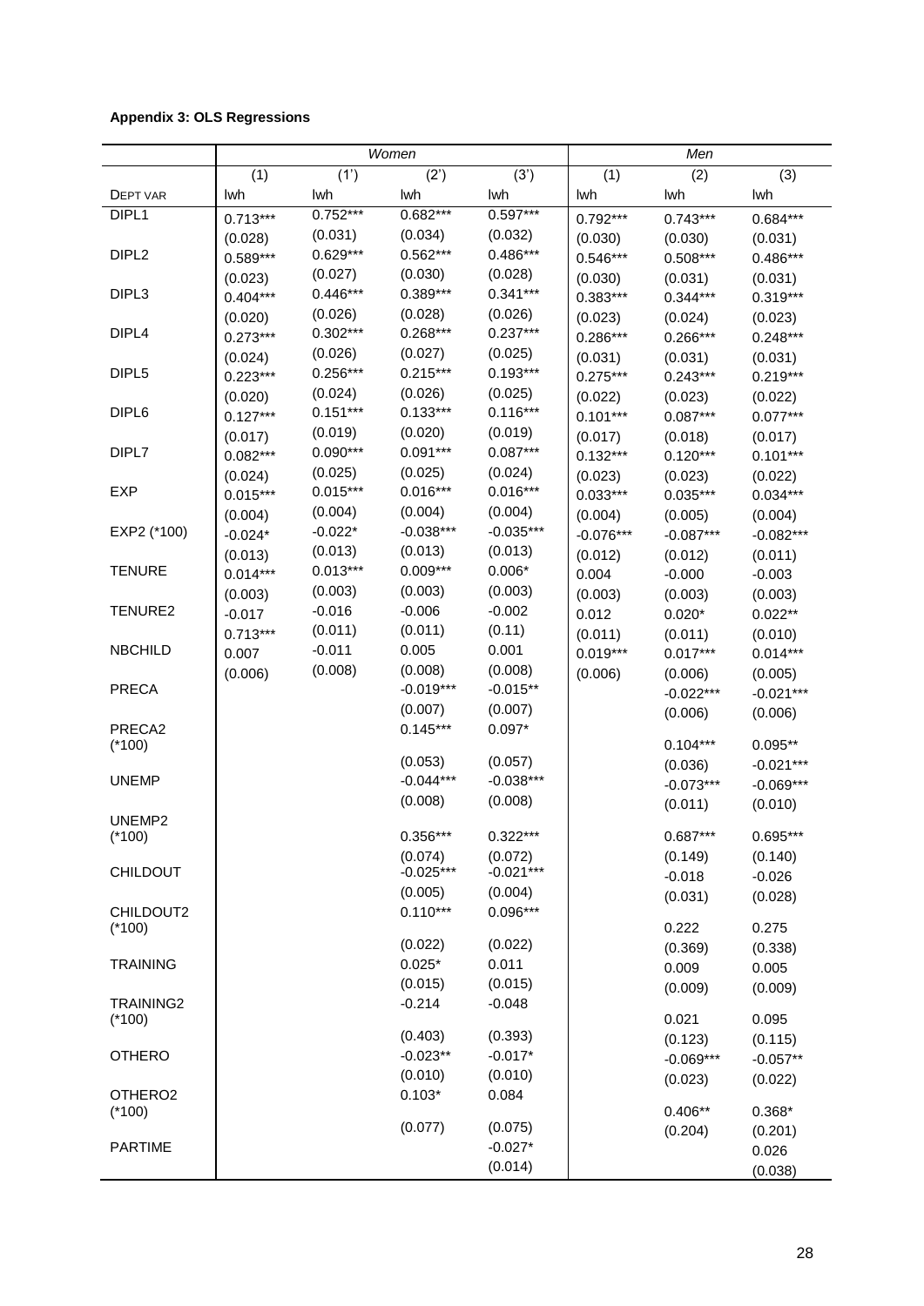**Appendix 3: OLS Regressions**

| | *Women* | | | | *Men* | | |
|---|---|---|---|---|---|---|---|
| | (1) | (1') | (2') | (3') | (1) | (2) | (3) |
| DEPT VAR | lwh | lwh | lwh | lwh | lwh | lwh | lwh |
| DIPL1 | 0.713*** | 0.752*** | 0.682*** | 0.597*** | 0.792*** | 0.743*** | 0.684*** |
| | (0.028) | (0.031) | (0.034) | (0.032) | (0.030) | (0.030) | (0.031) |
| DIPL2 | 0.589*** | 0.629*** | 0.562*** | 0.486*** | 0.546*** | 0.508*** | 0.486*** |
| | (0.023) | (0.027) | (0.030) | (0.028) | (0.030) | (0.031) | (0.031) |
| DIPL3 | 0.404*** | 0.446*** | 0.389*** | 0.341*** | 0.383*** | 0.344*** | 0.319*** |
| | (0.020) | (0.026) | (0.028) | (0.026) | (0.023) | (0.024) | (0.023) |
| DIPL4 | 0.273*** | 0.302*** | 0.268*** | 0.237*** | 0.286*** | 0.266*** | 0.248*** |
| | (0.024) | (0.026) | (0.027) | (0.025) | (0.031) | (0.031) | (0.031) |
| DIPL5 | 0.223*** | 0.256*** | 0.215*** | 0.193*** | 0.275*** | 0.243*** | 0.219*** |
| | (0.020) | (0.024) | (0.026) | (0.025) | (0.022) | (0.023) | (0.022) |
| DIPL6 | 0.127*** | 0.151*** | 0.133*** | 0.116*** | 0.101*** | 0.087*** | 0.077*** |
| | (0.017) | (0.019) | (0.020) | (0.019) | (0.017) | (0.018) | (0.017) |
| DIPL7 | 0.082*** | 0.090*** | 0.091*** | 0.087*** | 0.132*** | 0.120*** | 0.101*** |
| | (0.024) | (0.025) | (0.025) | (0.024) | (0.023) | (0.023) | (0.022) |
| EXP | 0.015*** | 0.015*** | 0.016*** | 0.016*** | 0.033*** | 0.035*** | 0.034*** |
| | (0.004) | (0.004) | (0.004) | (0.004) | (0.004) | (0.005) | (0.004) |
| EXP2 (*100) | -0.024* | -0.022* | -0.038*** | -0.035*** | -0.076*** | -0.087*** | -0.082*** |
| | (0.013) | (0.013) | (0.013) | (0.013) | (0.012) | (0.012) | (0.011) |
| TENURE | 0.014*** | 0.013*** | 0.009*** | 0.006* | 0.004 | -0.000 | -0.003 |
| | (0.003) | (0.003) | (0.003) | (0.003) | (0.003) | (0.003) | (0.003) |
| TENURE2 | -0.017 | -0.016 | -0.006 | -0.002 | 0.012 | 0.020* | 0.022** |
| | 0.713*** | (0.011) | (0.011) | (0.11) | (0.011) | (0.011) | (0.010) |
| NBCHILD | 0.007 | -0.011 | 0.005 | 0.001 | 0.019*** | 0.017*** | 0.014*** |
| | (0.006) | (0.008) | (0.008) | (0.008) | (0.006) | (0.006) | (0.005) |
| PRECA | | | -0.019*** | -0.015** | | -0.022*** | -0.021*** |
| | | | (0.007) | (0.007) | | (0.006) | (0.006) |
| PRECA2 (*100) | | | 0.145*** | 0.097* | | 0.104*** | 0.095** |
| | | | (0.053) | (0.057) | | (0.036) | -0.021*** |
| UNEMP | | | -0.044*** | -0.038*** | | -0.073*** | -0.069*** |
| | | | (0.008) | (0.008) | | (0.011) | (0.010) |
| UNEMP2 (*100) | | | 0.356*** | 0.322*** | | 0.687*** | 0.695*** |
| | | | (0.074) | (0.072) | | (0.149) | (0.140) |
| CHILDOUT | | | -0.025*** | -0.021*** | | -0.018 | -0.026 |
| | | | (0.005) | (0.004) | | (0.031) | (0.028) |
| CHILDOUT2 (*100) | | | 0.110*** | 0.096*** | | 0.222 | 0.275 |
| | | | (0.022) | (0.022) | | (0.369) | (0.338) |
| TRAINING | | | 0.025* | 0.011 | | 0.009 | 0.005 |
| | | | (0.015) | (0.015) | | (0.009) | (0.009) |
| TRAINING2 (*100) | | | -0.214 | -0.048 | | 0.021 | 0.095 |
| | | | (0.403) | (0.393) | | (0.123) | (0.115) |
| OTHERO | | | -0.023** | -0.017* | | -0.069*** | -0.057** |
| | | | (0.010) | (0.010) | | (0.023) | (0.022) |
| OTHERO2 (*100) | | | 0.103* | 0.084 | | 0.406** | 0.368* |
| | | | (0.077) | (0.075) | | (0.204) | (0.201) |
| PARTIME | | | | -0.027* | | | 0.026 |
| | | | | (0.014) | | | (0.038) |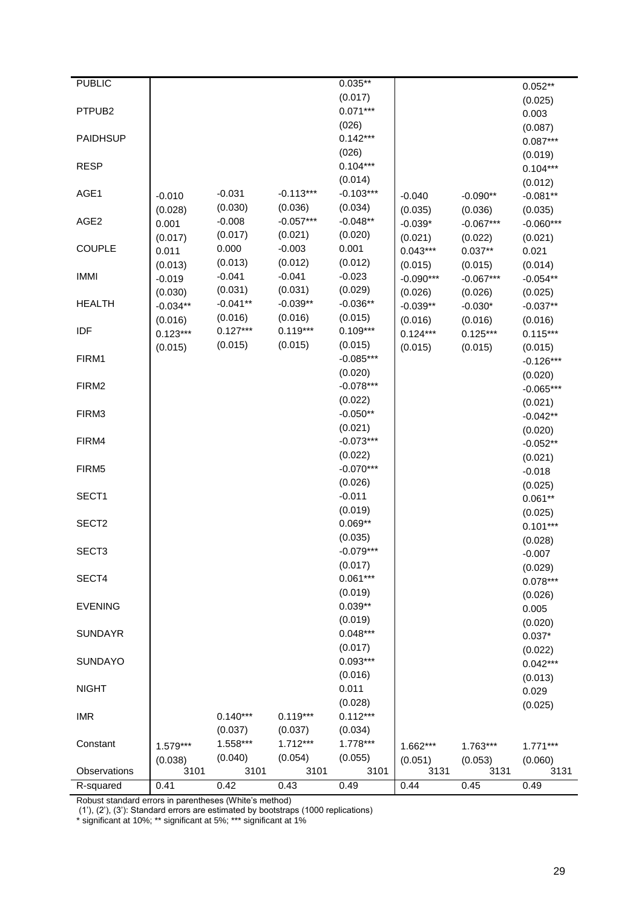| | | | | | | | |
|---|---|---|---|---|---|---|---|
| PUBLIC | | | | 0.035** | | | 0.052** |
| | | | | (0.017) | | | (0.025) |
| PTPUB2 | | | | 0.071*** | | | 0.003 |
| | | | | (026) | | | (0.087) |
| PAIDHSUP | | | | 0.142*** | | | 0.087*** |
| | | | | (026) | | | (0.019) |
| RESP | | | | 0.104*** | | | 0.104*** |
| | | | | (0.014) | | | (0.012) |
| AGE1 | -0.010 | -0.031 | -0.113*** | -0.103*** | -0.040 | -0.090** | -0.081** |
| | (0.028) | (0.030) | (0.036) | (0.034) | (0.035) | (0.036) | (0.035) |
| AGE2 | 0.001 | -0.008 | -0.057*** | -0.048** | -0.039* | -0.067*** | -0.060*** |
| | (0.017) | (0.017) | (0.021) | (0.020) | (0.021) | (0.022) | (0.021) |
| COUPLE | 0.011 | 0.000 | -0.003 | 0.001 | 0.043*** | 0.037** | 0.021 |
| | (0.013) | (0.013) | (0.012) | (0.012) | (0.015) | (0.015) | (0.014) |
| IMMI | -0.019 | -0.041 | -0.041 | -0.023 | -0.090*** | -0.067*** | -0.054** |
| | (0.030) | (0.031) | (0.031) | (0.029) | (0.026) | (0.026) | (0.025) |
| HEALTH | -0.034** | -0.041** | -0.039** | -0.036** | -0.039** | -0.030* | -0.037** |
| | (0.016) | (0.016) | (0.016) | (0.015) | (0.016) | (0.016) | (0.016) |
| IDF | 0.123*** | 0.127*** | 0.119*** | 0.109*** | 0.124*** | 0.125*** | 0.115*** |
| | (0.015) | (0.015) | (0.015) | (0.015) | (0.015) | (0.015) | (0.015) |
| FIRM1 | | | | -0.085*** | | | -0.126*** |
| | | | | (0.020) | | | (0.020) |
| FIRM2 | | | | -0.078*** | | | -0.065*** |
| | | | | (0.022) | | | (0.021) |
| FIRM3 | | | | -0.050** | | | -0.042** |
| | | | | (0.021) | | | (0.020) |
| FIRM4 | | | | -0.073*** | | | -0.052** |
| | | | | (0.022) | | | (0.021) |
| FIRM5 | | | | -0.070*** | | | -0.018 |
| | | | | (0.026) | | | (0.025) |
| SECT1 | | | | -0.011 | | | 0.061** |
| | | | | (0.019) | | | (0.025) |
| SECT2 | | | | 0.069** | | | 0.101*** |
| | | | | (0.035) | | | (0.028) |
| SECT3 | | | | -0.079*** | | | -0.007 |
| | | | | (0.017) | | | (0.029) |
| SECT4 | | | | 0.061*** | | | 0.078*** |
| | | | | (0.019) | | | (0.026) |
| EVENING | | | | 0.039** | | | 0.005 |
| | | | | (0.019) | | | (0.020) |
| SUNDAYR | | | | 0.048*** | | | 0.037* |
| | | | | (0.017) | | | (0.022) |
| SUNDAYO | | | | 0.093*** | | | 0.042*** |
| | | | | (0.016) | | | (0.013) |
| NIGHT | | | | 0.011 | | | 0.029 |
| | | | | (0.028) | | | (0.025) |
| IMR | | 0.140*** | 0.119*** | 0.112*** | | | |
| | | (0.037) | (0.037) | (0.034) | | | |
| Constant | 1.579*** | 1.558*** | 1.712*** | 1.778*** | 1.662*** | 1.763*** | 1.771*** |
| | (0.038) | (0.040) | (0.054) | (0.055) | (0.051) | (0.053) | (0.060) |
| Observations | 3101 | 3101 | 3101 | 3101 | 3131 | 3131 | 3131 |
| R-squared | 0.41 | 0.42 | 0.43 | 0.49 | 0.44 | 0.45 | 0.49 |

Robust standard errors in parentheses (White's method)
(1'), (2'), (3'): Standard errors are estimated by bootstraps (1000 replications)
* significant at 10%; ** significant at 5%; *** significant at 1%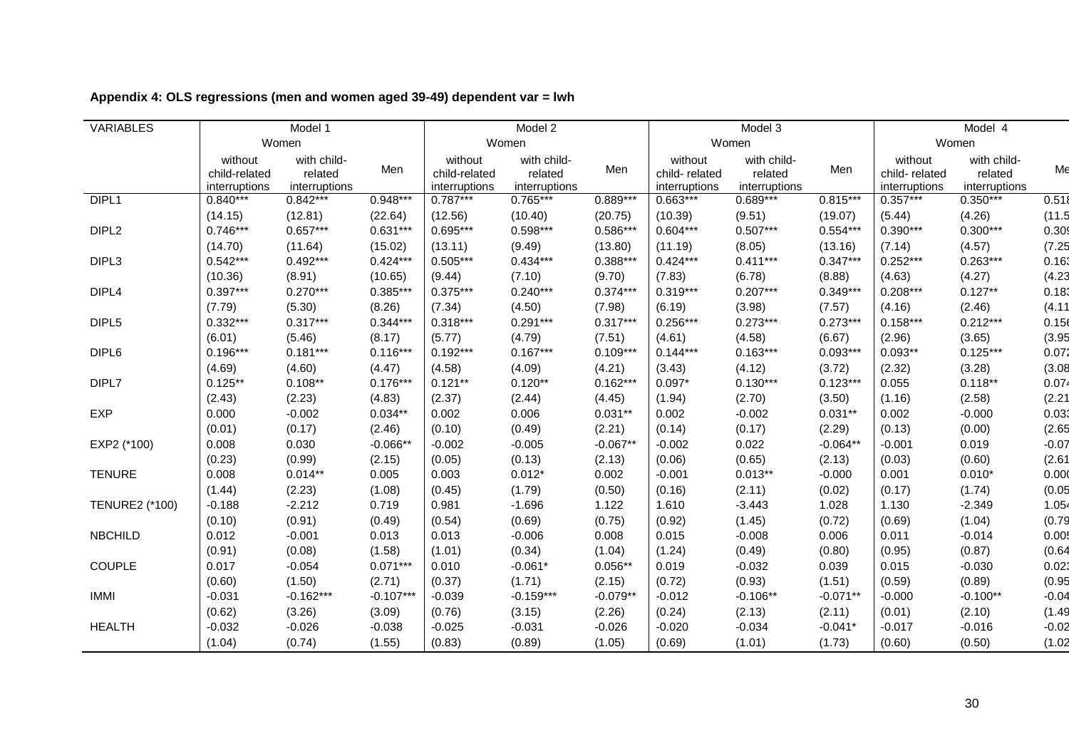**Appendix 4: OLS regressions (men and women aged 39-49) dependent var = lwh**

| VARIABLES | Model 1 | | | Model 2 | | | Model 3 | | | Model 4 | | |
|---|---|---|---|---|---|---|---|---|---|---|---|---|
| | Women | | | Women | | | Women | | | Women | | |
| | without child-related interruptions | with child-related interruptions | Men | without child-related interruptions | with child-related interruptions | Men | without child- related interruptions | with child-related interruptions | Men | without child- related interruptions | with child-related interruptions | Me |
| DIPL1 | 0.840*** | 0.842*** | 0.948*** | 0.787*** | 0.765*** | 0.889*** | 0.663*** | 0.689*** | 0.815*** | 0.357*** | 0.350*** | 0.518 |
| | (14.15) | (12.81) | (22.64) | (12.56) | (10.40) | (20.75) | (10.39) | (9.51) | (19.07) | (5.44) | (4.26) | (11.5 |
| DIPL2 | 0.746*** | 0.657*** | 0.631*** | 0.695*** | 0.598*** | 0.586*** | 0.604*** | 0.507*** | 0.554*** | 0.390*** | 0.300*** | 0.309 |
| | (14.70) | (11.64) | (15.02) | (13.11) | (9.49) | (13.80) | (11.19) | (8.05) | (13.16) | (7.14) | (4.57) | (7.25 |
| DIPL3 | 0.542*** | 0.492*** | 0.424*** | 0.505*** | 0.434*** | 0.388*** | 0.424*** | 0.411*** | 0.347*** | 0.252*** | 0.263*** | 0.163 |
| | (10.36) | (8.91) | (10.65) | (9.44) | (7.10) | (9.70) | (7.83) | (6.78) | (8.88) | (4.63) | (4.27) | (4.23 |
| DIPL4 | 0.397*** | 0.270*** | 0.385*** | 0.375*** | 0.240*** | 0.374*** | 0.319*** | 0.207*** | 0.349*** | 0.208*** | 0.127** | 0.183 |
| | (7.79) | (5.30) | (8.26) | (7.34) | (4.50) | (7.98) | (6.19) | (3.98) | (7.57) | (4.16) | (2.46) | (4.11 |
| DIPL5 | 0.332*** | 0.317*** | 0.344*** | 0.318*** | 0.291*** | 0.317*** | 0.256*** | 0.273*** | 0.273*** | 0.158*** | 0.212*** | 0.156 |
| | (6.01) | (5.46) | (8.17) | (5.77) | (4.79) | (7.51) | (4.61) | (4.58) | (6.67) | (2.96) | (3.65) | (3.95 |
| DIPL6 | 0.196*** | 0.181*** | 0.116*** | 0.192*** | 0.167*** | 0.109*** | 0.144*** | 0.163*** | 0.093*** | 0.093** | 0.125*** | 0.072 |
| | (4.69) | (4.60) | (4.47) | (4.58) | (4.09) | (4.21) | (3.43) | (4.12) | (3.72) | (2.32) | (3.28) | (3.08 |
| DIPL7 | 0.125** | 0.108** | 0.176*** | 0.121** | 0.120** | 0.162*** | 0.097* | 0.130*** | 0.123*** | 0.055 | 0.118** | 0.074 |
| | (2.43) | (2.23) | (4.83) | (2.37) | (2.44) | (4.45) | (1.94) | (2.70) | (3.50) | (1.16) | (2.58) | (2.21 |
| EXP | 0.000 | -0.002 | 0.034** | 0.002 | 0.006 | 0.031** | 0.002 | -0.002 | 0.031** | 0.002 | -0.000 | 0.033 |
| | (0.01) | (0.17) | (2.46) | (0.10) | (0.49) | (2.21) | (0.14) | (0.17) | (2.29) | (0.13) | (0.00) | (2.65 |
| EXP2 (*100) | 0.008 | 0.030 | -0.066** | -0.002 | -0.005 | -0.067** | -0.002 | 0.022 | -0.064** | -0.001 | 0.019 | -0.07 |
| | (0.23) | (0.99) | (2.15) | (0.05) | (0.13) | (2.13) | (0.06) | (0.65) | (2.13) | (0.03) | (0.60) | (2.61 |
| TENURE | 0.008 | 0.014** | 0.005 | 0.003 | 0.012* | 0.002 | -0.001 | 0.013** | -0.000 | 0.001 | 0.010* | 0.000 |
| | (1.44) | (2.23) | (1.08) | (0.45) | (1.79) | (0.50) | (0.16) | (2.11) | (0.02) | (0.17) | (1.74) | (0.05 |
| TENURE2 (*100) | -0.188 | -2.212 | 0.719 | 0.981 | -1.696 | 1.122 | 1.610 | -3.443 | 1.028 | 1.130 | -2.349 | 1.054 |
| | (0.10) | (0.91) | (0.49) | (0.54) | (0.69) | (0.75) | (0.92) | (1.45) | (0.72) | (0.69) | (1.04) | (0.79 |
| NBCHILD | 0.012 | -0.001 | 0.013 | 0.013 | -0.006 | 0.008 | 0.015 | -0.008 | 0.006 | 0.011 | -0.014 | 0.005 |
| | (0.91) | (0.08) | (1.58) | (1.01) | (0.34) | (1.04) | (1.24) | (0.49) | (0.80) | (0.95) | (0.87) | (0.64 |
| COUPLE | 0.017 | -0.054 | 0.071*** | 0.010 | -0.061* | 0.056** | 0.019 | -0.032 | 0.039 | 0.015 | -0.030 | 0.023 |
| | (0.60) | (1.50) | (2.71) | (0.37) | (1.71) | (2.15) | (0.72) | (0.93) | (1.51) | (0.59) | (0.89) | (0.95 |
| IMMI | -0.031 | -0.162*** | -0.107*** | -0.039 | -0.159*** | -0.079** | -0.012 | -0.106** | -0.071** | -0.000 | -0.100** | -0.04 |
| | (0.62) | (3.26) | (3.09) | (0.76) | (3.15) | (2.26) | (0.24) | (2.13) | (2.11) | (0.01) | (2.10) | (1.49 |
| HEALTH | -0.032 | -0.026 | -0.038 | -0.025 | -0.031 | -0.026 | -0.020 | -0.034 | -0.041* | -0.017 | -0.016 | -0.02 |
| | (1.04) | (0.74) | (1.55) | (0.83) | (0.89) | (1.05) | (0.69) | (1.01) | (1.73) | (0.60) | (0.50) | (1.02 |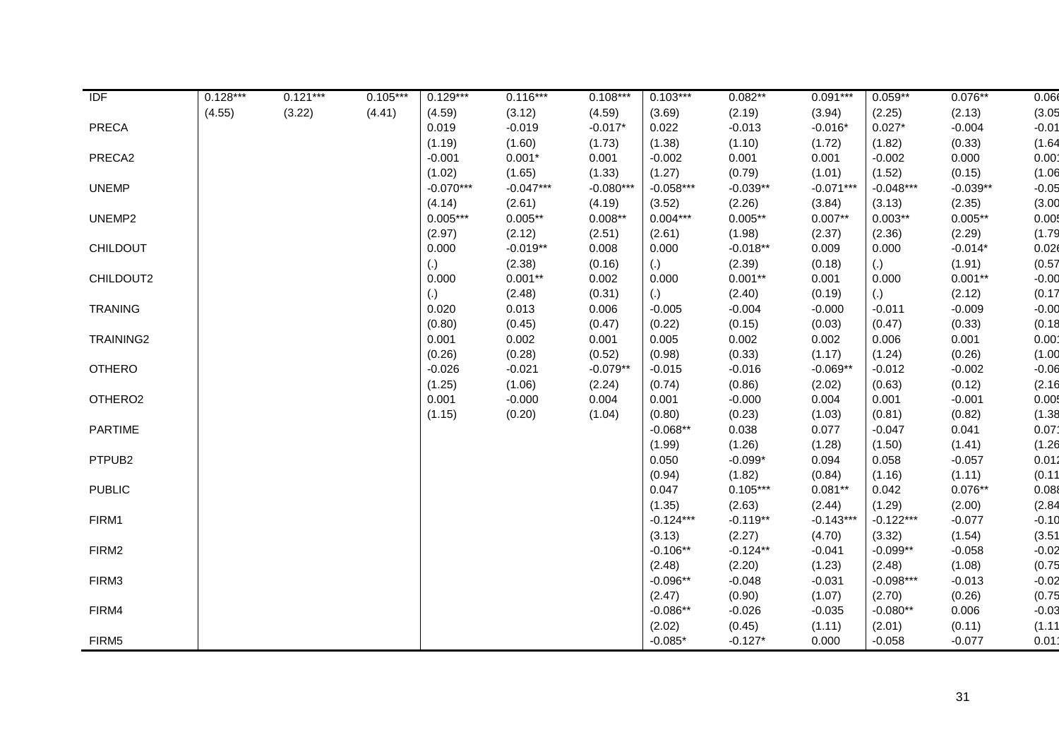| | | | | | | | | | | | | |
|---|---|---|---|---|---|---|---|---|---|---|---|---|
| IDF | 0.128*** | 0.121*** | 0.105*** | 0.129*** | 0.116*** | 0.108*** | 0.103*** | 0.082** | 0.091*** | 0.059** | 0.076** | 0.066 |
| | (4.55) | (3.22) | (4.41) | (4.59) | (3.12) | (4.59) | (3.69) | (2.19) | (3.94) | (2.25) | (2.13) | (3.05 |
| PRECA | | | | 0.019 | -0.019 | -0.017* | 0.022 | -0.013 | -0.016* | 0.027* | -0.004 | -0.01 |
| | | | | (1.19) | (1.60) | (1.73) | (1.38) | (1.10) | (1.72) | (1.82) | (0.33) | (1.64 |
| PRECA2 | | | | -0.001 | 0.001* | 0.001 | -0.002 | 0.001 | 0.001 | -0.002 | 0.000 | 0.001 |
| | | | | (1.02) | (1.65) | (1.33) | (1.27) | (0.79) | (1.01) | (1.52) | (0.15) | (1.06 |
| UNEMP | | | | -0.070*** | -0.047*** | -0.080*** | -0.058*** | -0.039** | -0.071*** | -0.048*** | -0.039** | -0.05 |
| | | | | (4.14) | (2.61) | (4.19) | (3.52) | (2.26) | (3.84) | (3.13) | (2.35) | (3.00 |
| UNEMP2 | | | | 0.005*** | 0.005** | 0.008** | 0.004*** | 0.005** | 0.007** | 0.003** | 0.005** | 0.005 |
| | | | | (2.97) | (2.12) | (2.51) | (2.61) | (1.98) | (2.37) | (2.36) | (2.29) | (1.79 |
| CHILDOUT | | | | 0.000 | -0.019** | 0.008 | 0.000 | -0.018** | 0.009 | 0.000 | -0.014* | 0.026 |
| | | | | (.) | (2.38) | (0.16) | (.) | (2.39) | (0.18) | (.) | (1.91) | (0.57 |
| CHILDOUT2 | | | | 0.000 | 0.001** | 0.002 | 0.000 | 0.001** | 0.001 | 0.000 | 0.001** | -0.00 |
| | | | | (.) | (2.48) | (0.31) | (.) | (2.40) | (0.19) | (.) | (2.12) | (0.17 |
| TRANING | | | | 0.020 | 0.013 | 0.006 | -0.005 | -0.004 | -0.000 | -0.011 | -0.009 | -0.00 |
| | | | | (0.80) | (0.45) | (0.47) | (0.22) | (0.15) | (0.03) | (0.47) | (0.33) | (0.18 |
| TRAINING2 | | | | 0.001 | 0.002 | 0.001 | 0.005 | 0.002 | 0.002 | 0.006 | 0.001 | 0.001 |
| | | | | (0.26) | (0.28) | (0.52) | (0.98) | (0.33) | (1.17) | (1.24) | (0.26) | (1.00 |
| OTHERO | | | | -0.026 | -0.021 | -0.079** | -0.015 | -0.016 | -0.069** | -0.012 | -0.002 | -0.06 |
| | | | | (1.25) | (1.06) | (2.24) | (0.74) | (0.86) | (2.02) | (0.63) | (0.12) | (2.16 |
| OTHERO2 | | | | 0.001 | -0.000 | 0.004 | 0.001 | -0.000 | 0.004 | 0.001 | -0.001 | 0.005 |
| | | | | (1.15) | (0.20) | (1.04) | (0.80) | (0.23) | (1.03) | (0.81) | (0.82) | (1.38 |
| PARTIME | | | | | | | -0.068** | 0.038 | 0.077 | -0.047 | 0.041 | 0.071 |
| | | | | | | | (1.99) | (1.26) | (1.28) | (1.50) | (1.41) | (1.26 |
| PTPUB2 | | | | | | | 0.050 | -0.099* | 0.094 | 0.058 | -0.057 | 0.012 |
| | | | | | | | (0.94) | (1.82) | (0.84) | (1.16) | (1.11) | (0.11 |
| PUBLIC | | | | | | | 0.047 | 0.105*** | 0.081** | 0.042 | 0.076** | 0.088 |
| | | | | | | | (1.35) | (2.63) | (2.44) | (1.29) | (2.00) | (2.84 |
| FIRM1 | | | | | | | -0.124*** | -0.119** | -0.143*** | -0.122*** | -0.077 | -0.10 |
| | | | | | | | (3.13) | (2.27) | (4.70) | (3.32) | (1.54) | (3.51 |
| FIRM2 | | | | | | | -0.106** | -0.124** | -0.041 | -0.099** | -0.058 | -0.02 |
| | | | | | | | (2.48) | (2.20) | (1.23) | (2.48) | (1.08) | (0.75 |
| FIRM3 | | | | | | | -0.096** | -0.048 | -0.031 | -0.098*** | -0.013 | -0.02 |
| | | | | | | | (2.47) | (0.90) | (1.07) | (2.70) | (0.26) | (0.75 |
| FIRM4 | | | | | | | -0.086** | -0.026 | -0.035 | -0.080** | 0.006 | -0.03 |
| | | | | | | | (2.02) | (0.45) | (1.11) | (2.01) | (0.11) | (1.11 |
| FIRM5 | | | | | | | -0.085* | -0.127* | 0.000 | -0.058 | -0.077 | 0.01 |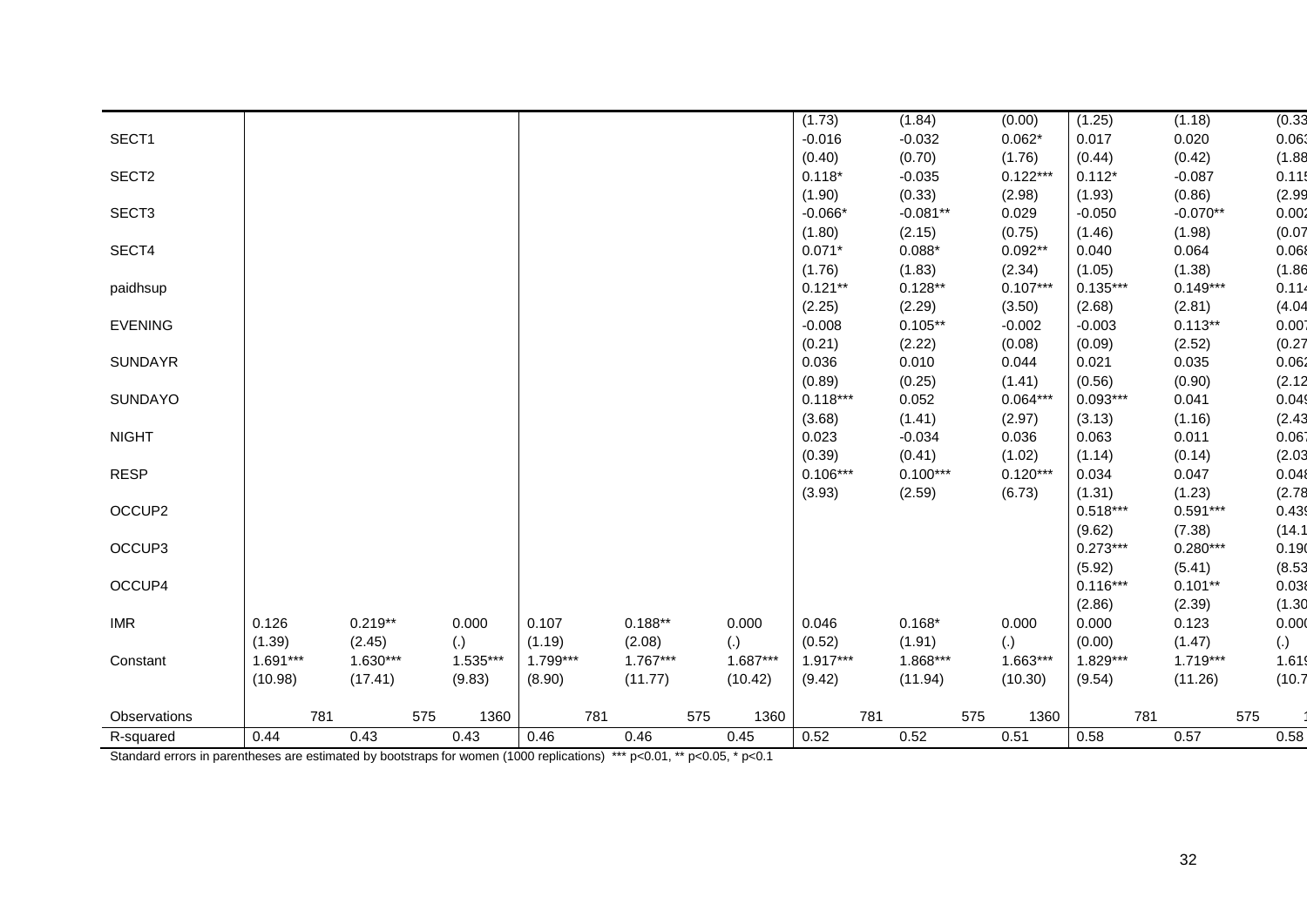| | | | | | | | | | | | | |
|---|---|---|---|---|---|---|---|---|---|---|---|---|
| | | | | | | | (1.73) | (1.84) | (0.00) | (1.25) | (1.18) | (0.33 |
| SECT1 | | | | | | | -0.016 | -0.032 | 0.062* | 0.017 | 0.020 | 0.063 |
| | | | | | | | (0.40) | (0.70) | (1.76) | (0.44) | (0.42) | (1.88 |
| SECT2 | | | | | | | 0.118* | -0.035 | 0.122*** | 0.112* | -0.087 | 0.115 |
| | | | | | | | (1.90) | (0.33) | (2.98) | (1.93) | (0.86) | (2.99 |
| SECT3 | | | | | | | -0.066* | -0.081** | 0.029 | -0.050 | -0.070** | 0.002 |
| | | | | | | | (1.80) | (2.15) | (0.75) | (1.46) | (1.98) | (0.07 |
| SECT4 | | | | | | | 0.071* | 0.088* | 0.092** | 0.040 | 0.064 | 0.068 |
| | | | | | | | (1.76) | (1.83) | (2.34) | (1.05) | (1.38) | (1.86 |
| paidhsup | | | | | | | 0.121** | 0.128** | 0.107*** | 0.135*** | 0.149*** | 0.114 |
| | | | | | | | (2.25) | (2.29) | (3.50) | (2.68) | (2.81) | (4.04 |
| EVENING | | | | | | | -0.008 | 0.105** | -0.002 | -0.003 | 0.113** | 0.007 |
| | | | | | | | (0.21) | (2.22) | (0.08) | (0.09) | (2.52) | (0.27 |
| SUNDAYR | | | | | | | 0.036 | 0.010 | 0.044 | 0.021 | 0.035 | 0.062 |
| | | | | | | | (0.89) | (0.25) | (1.41) | (0.56) | (0.90) | (2.12 |
| SUNDAYO | | | | | | | 0.118*** | 0.052 | 0.064*** | 0.093*** | 0.041 | 0.049 |
| | | | | | | | (3.68) | (1.41) | (2.97) | (3.13) | (1.16) | (2.43 |
| NIGHT | | | | | | | 0.023 | -0.034 | 0.036 | 0.063 | 0.011 | 0.067 |
| | | | | | | | (0.39) | (0.41) | (1.02) | (1.14) | (0.14) | (2.03 |
| RESP | | | | | | | 0.106*** | 0.100*** | 0.120*** | 0.034 | 0.047 | 0.048 |
| | | | | | | | (3.93) | (2.59) | (6.73) | (1.31) | (1.23) | (2.78 |
| OCCUP2 | | | | | | | | | | 0.518*** | 0.591*** | 0.439 |
| | | | | | | | | | | (9.62) | (7.38) | (14.1 |
| OCCUP3 | | | | | | | | | | 0.273*** | 0.280*** | 0.190 |
| | | | | | | | | | | (5.92) | (5.41) | (8.53 |
| OCCUP4 | | | | | | | | | | 0.116*** | 0.101** | 0.038 |
| | | | | | | | | | | (2.86) | (2.39) | (1.30 |
| IMR | 0.126 | 0.219** | 0.000 | 0.107 | 0.188** | 0.000 | 0.046 | 0.168* | 0.000 | 0.000 | 0.123 | 0.000 |
| | (1.39) | (2.45) | (.) | (1.19) | (2.08) | (.) | (0.52) | (1.91) | (.) | (0.00) | (1.47) | (.) |
| Constant | 1.691*** | 1.630*** | 1.535*** | 1.799*** | 1.767*** | 1.687*** | 1.917*** | 1.868*** | 1.663*** | 1.829*** | 1.719*** | 1.619 |
| | (10.98) | (17.41) | (9.83) | (8.90) | (11.77) | (10.42) | (9.42) | (11.94) | (10.30) | (9.54) | (11.26) | (10.7 |
| Observations | 781 | 575 | 1360 | 781 | 575 | 1360 | 781 | 575 | 1360 | 781 | 575 | 1 |
| R-squared | 0.44 | 0.43 | 0.43 | 0.46 | 0.46 | 0.45 | 0.52 | 0.52 | 0.51 | 0.58 | 0.57 | 0.58 |

Standard errors in parentheses are estimated by bootstraps for women (1000 replications) *** p<0.01, ** p<0.05, * p<0.1